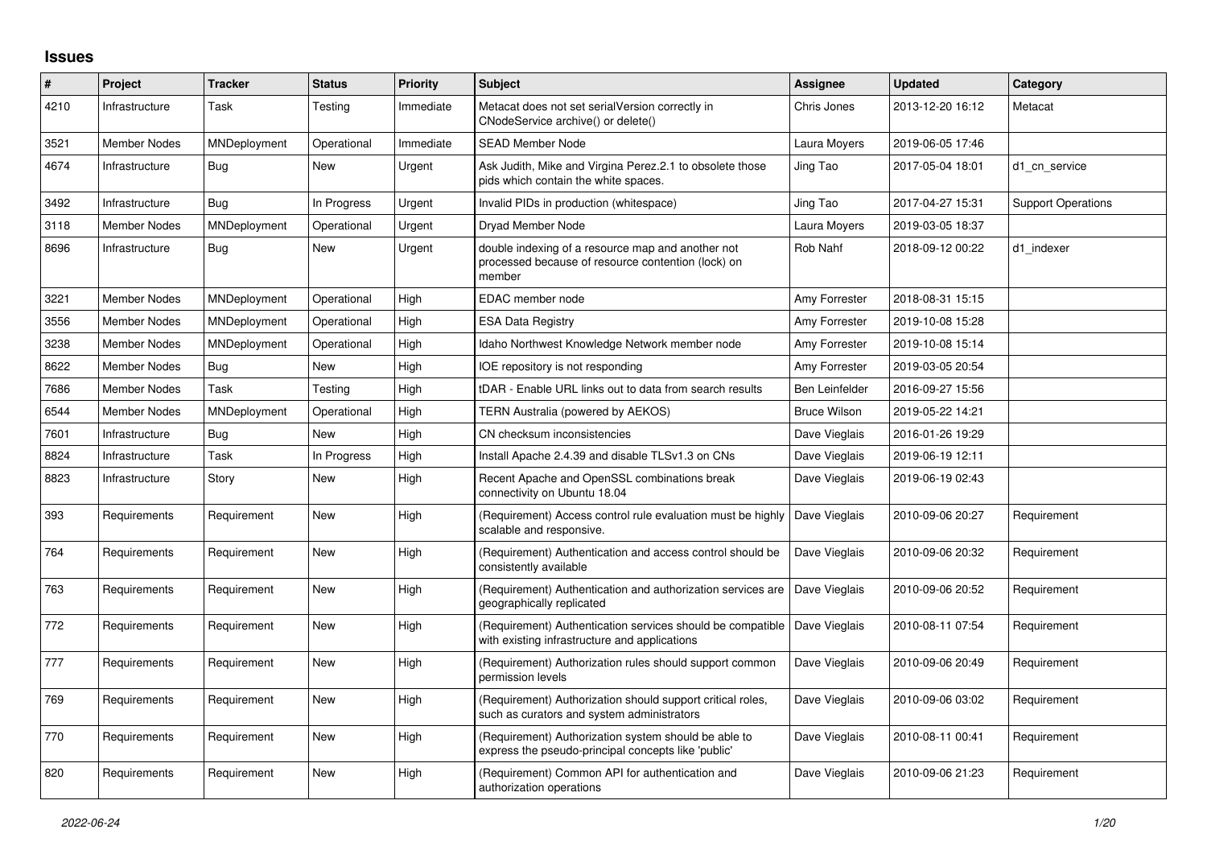## Issues

| # | Project | Tracker | Status | Priority | Subject | Assignee | Updated | Category |
|---|---|---|---|---|---|---|---|---|
| 4210 | Infrastructure | Task | Testing | Immediate | Metacat does not set serialVersion correctly in CNodeService archive() or delete() | Chris Jones | 2013-12-20 16:12 | Metacat |
| 3521 | Member Nodes | MNDeployment | Operational | Immediate | SEAD Member Node | Laura Moyers | 2019-06-05 17:46 | |
| 4674 | Infrastructure | Bug | New | Urgent | Ask Judith, Mike and Virgina Perez.2.1 to obsolete those pids which contain the white spaces. | Jing Tao | 2017-05-04 18:01 | d1_cn_service |
| 3492 | Infrastructure | Bug | In Progress | Urgent | Invalid PIDs in production (whitespace) | Jing Tao | 2017-04-27 15:31 | Support Operations |
| 3118 | Member Nodes | MNDeployment | Operational | Urgent | Dryad Member Node | Laura Moyers | 2019-03-05 18:37 | |
| 8696 | Infrastructure | Bug | New | Urgent | double indexing of a resource map and another not processed because of resource contention (lock) on member | Rob Nahf | 2018-09-12 00:22 | d1_indexer |
| 3221 | Member Nodes | MNDeployment | Operational | High | EDAC member node | Amy Forrester | 2018-08-31 15:15 | |
| 3556 | Member Nodes | MNDeployment | Operational | High | ESA Data Registry | Amy Forrester | 2019-10-08 15:28 | |
| 3238 | Member Nodes | MNDeployment | Operational | High | Idaho Northwest Knowledge Network member node | Amy Forrester | 2019-10-08 15:14 | |
| 8622 | Member Nodes | Bug | New | High | IOE repository is not responding | Amy Forrester | 2019-03-05 20:54 | |
| 7686 | Member Nodes | Task | Testing | High | tDAR - Enable URL links out to data from search results | Ben Leinfelder | 2016-09-27 15:56 | |
| 6544 | Member Nodes | MNDeployment | Operational | High | TERN Australia (powered by AEKOS) | Bruce Wilson | 2019-05-22 14:21 | |
| 7601 | Infrastructure | Bug | New | High | CN checksum inconsistencies | Dave Vieglais | 2016-01-26 19:29 | |
| 8824 | Infrastructure | Task | In Progress | High | Install Apache 2.4.39 and disable TLSv1.3 on CNs | Dave Vieglais | 2019-06-19 12:11 | |
| 8823 | Infrastructure | Story | New | High | Recent Apache and OpenSSL combinations break connectivity on Ubuntu 18.04 | Dave Vieglais | 2019-06-19 02:43 | |
| 393 | Requirements | Requirement | New | High | (Requirement) Access control rule evaluation must be highly scalable and responsive. | Dave Vieglais | 2010-09-06 20:27 | Requirement |
| 764 | Requirements | Requirement | New | High | (Requirement) Authentication and access control should be consistently available | Dave Vieglais | 2010-09-06 20:32 | Requirement |
| 763 | Requirements | Requirement | New | High | (Requirement) Authentication and authorization services are geographically replicated | Dave Vieglais | 2010-09-06 20:52 | Requirement |
| 772 | Requirements | Requirement | New | High | (Requirement) Authentication services should be compatible with existing infrastructure and applications | Dave Vieglais | 2010-08-11 07:54 | Requirement |
| 777 | Requirements | Requirement | New | High | (Requirement) Authorization rules should support common permission levels | Dave Vieglais | 2010-09-06 20:49 | Requirement |
| 769 | Requirements | Requirement | New | High | (Requirement) Authorization should support critical roles, such as curators and system administrators | Dave Vieglais | 2010-09-06 03:02 | Requirement |
| 770 | Requirements | Requirement | New | High | (Requirement) Authorization system should be able to express the pseudo-principal concepts like 'public' | Dave Vieglais | 2010-08-11 00:41 | Requirement |
| 820 | Requirements | Requirement | New | High | (Requirement) Common API for authentication and authorization operations | Dave Vieglais | 2010-09-06 21:23 | Requirement |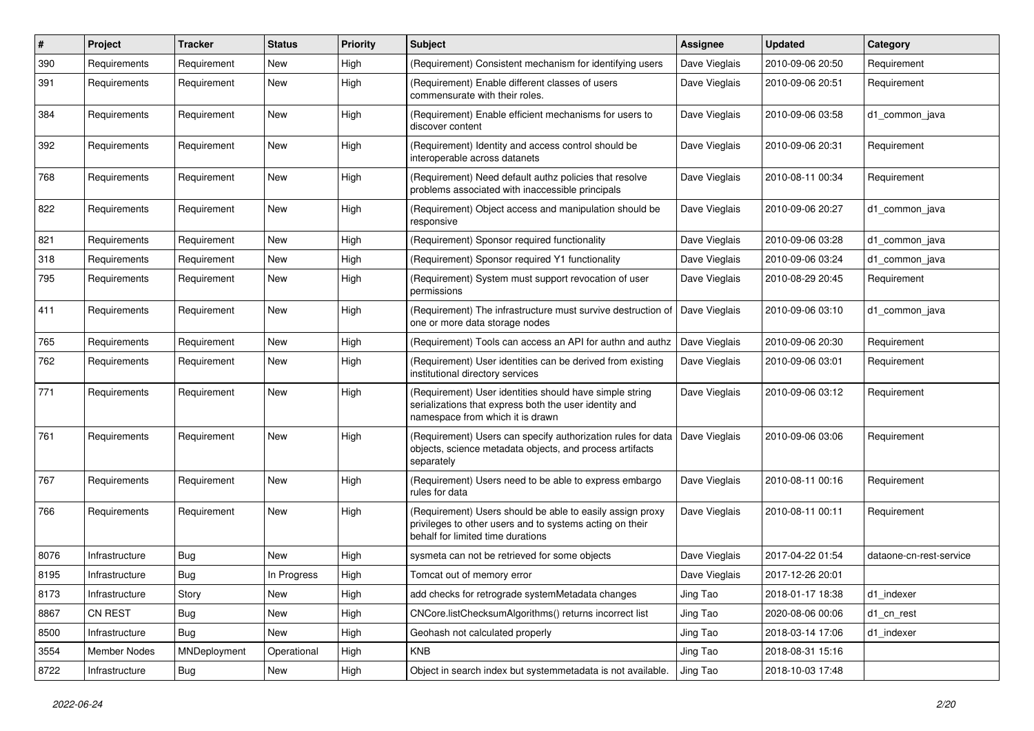| # | Project | Tracker | Status | Priority | Subject | Assignee | Updated | Category |
|---|---|---|---|---|---|---|---|---|
| 390 | Requirements | Requirement | New | High | (Requirement) Consistent mechanism for identifying users | Dave Vieglais | 2010-09-06 20:50 | Requirement |
| 391 | Requirements | Requirement | New | High | (Requirement) Enable different classes of users commensurate with their roles. | Dave Vieglais | 2010-09-06 20:51 | Requirement |
| 384 | Requirements | Requirement | New | High | (Requirement) Enable efficient mechanisms for users to discover content | Dave Vieglais | 2010-09-06 03:58 | d1_common_java |
| 392 | Requirements | Requirement | New | High | (Requirement) Identity and access control should be interoperable across datanets | Dave Vieglais | 2010-09-06 20:31 | Requirement |
| 768 | Requirements | Requirement | New | High | (Requirement) Need default authz policies that resolve problems associated with inaccessible principals | Dave Vieglais | 2010-08-11 00:34 | Requirement |
| 822 | Requirements | Requirement | New | High | (Requirement) Object access and manipulation should be responsive | Dave Vieglais | 2010-09-06 20:27 | d1_common_java |
| 821 | Requirements | Requirement | New | High | (Requirement) Sponsor required functionality | Dave Vieglais | 2010-09-06 03:28 | d1_common_java |
| 318 | Requirements | Requirement | New | High | (Requirement) Sponsor required Y1 functionality | Dave Vieglais | 2010-09-06 03:24 | d1_common_java |
| 795 | Requirements | Requirement | New | High | (Requirement) System must support revocation of user permissions | Dave Vieglais | 2010-08-29 20:45 | Requirement |
| 411 | Requirements | Requirement | New | High | (Requirement) The infrastructure must survive destruction of one or more data storage nodes | Dave Vieglais | 2010-09-06 03:10 | d1_common_java |
| 765 | Requirements | Requirement | New | High | (Requirement) Tools can access an API for authn and authz | Dave Vieglais | 2010-09-06 20:30 | Requirement |
| 762 | Requirements | Requirement | New | High | (Requirement) User identities can be derived from existing institutional directory services | Dave Vieglais | 2010-09-06 03:01 | Requirement |
| 771 | Requirements | Requirement | New | High | (Requirement) User identities should have simple string serializations that express both the user identity and namespace from which it is drawn | Dave Vieglais | 2010-09-06 03:12 | Requirement |
| 761 | Requirements | Requirement | New | High | (Requirement) Users can specify authorization rules for data objects, science metadata objects, and process artifacts separately | Dave Vieglais | 2010-09-06 03:06 | Requirement |
| 767 | Requirements | Requirement | New | High | (Requirement) Users need to be able to express embargo rules for data | Dave Vieglais | 2010-08-11 00:16 | Requirement |
| 766 | Requirements | Requirement | New | High | (Requirement) Users should be able to easily assign proxy privileges to other users and to systems acting on their behalf for limited time durations | Dave Vieglais | 2010-08-11 00:11 | Requirement |
| 8076 | Infrastructure | Bug | New | High | sysmeta can not be retrieved for some objects | Dave Vieglais | 2017-04-22 01:54 | dataone-cn-rest-service |
| 8195 | Infrastructure | Bug | In Progress | High | Tomcat out of memory error | Dave Vieglais | 2017-12-26 20:01 | |
| 8173 | Infrastructure | Story | New | High | add checks for retrograde systemMetadata changes | Jing Tao | 2018-01-17 18:38 | d1_indexer |
| 8867 | CN REST | Bug | New | High | CNCore.listChecksumAlgorithms() returns incorrect list | Jing Tao | 2020-08-06 00:06 | d1_cn_rest |
| 8500 | Infrastructure | Bug | New | High | Geohash not calculated properly | Jing Tao | 2018-03-14 17:06 | d1_indexer |
| 3554 | Member Nodes | MNDeployment | Operational | High | KNB | Jing Tao | 2018-08-31 15:16 | |
| 8722 | Infrastructure | Bug | New | High | Object in search index but systemmetadata is not available. | Jing Tao | 2018-10-03 17:48 | |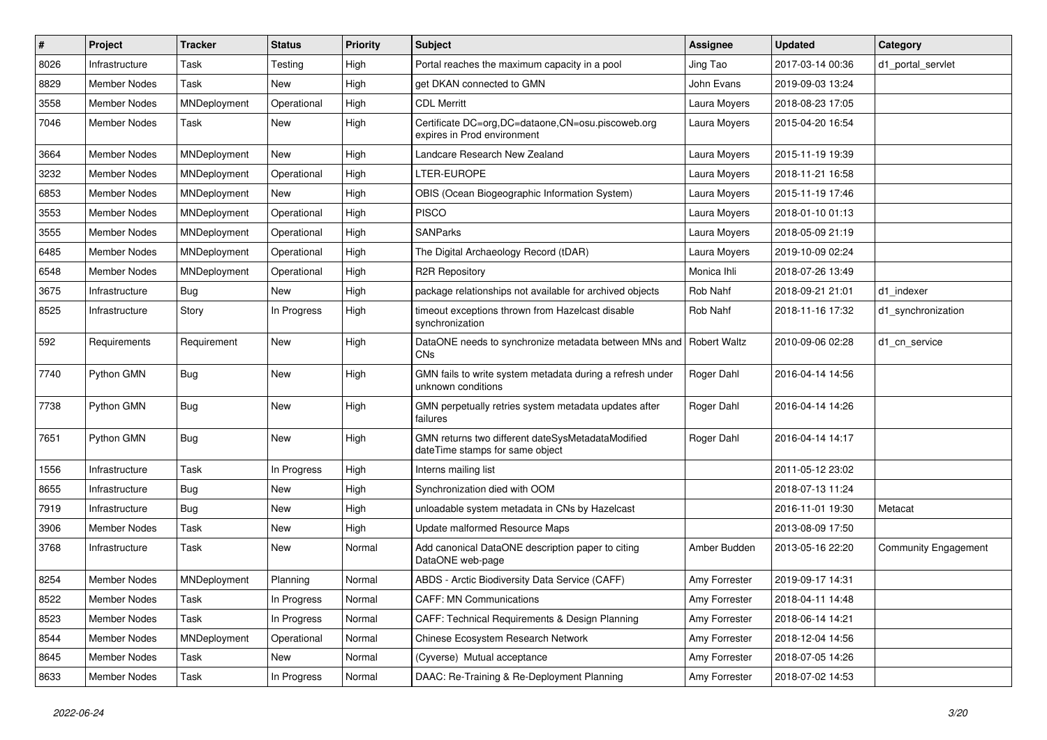| # | Project | Tracker | Status | Priority | Subject | Assignee | Updated | Category |
|---|---|---|---|---|---|---|---|---|
| 8026 | Infrastructure | Task | Testing | High | Portal reaches the maximum capacity in a pool | Jing Tao | 2017-03-14 00:36 | d1_portal_servlet |
| 8829 | Member Nodes | Task | New | High | get DKAN connected to GMN | John Evans | 2019-09-03 13:24 | |
| 3558 | Member Nodes | MNDeployment | Operational | High | CDL Merritt | Laura Moyers | 2018-08-23 17:05 | |
| 7046 | Member Nodes | Task | New | High | Certificate DC=org,DC=dataone,CN=osu.piscoweb.org expires in Prod environment | Laura Moyers | 2015-04-20 16:54 | |
| 3664 | Member Nodes | MNDeployment | New | High | Landcare Research New Zealand | Laura Moyers | 2015-11-19 19:39 | |
| 3232 | Member Nodes | MNDeployment | Operational | High | LTER-EUROPE | Laura Moyers | 2018-11-21 16:58 | |
| 6853 | Member Nodes | MNDeployment | New | High | OBIS (Ocean Biogeographic Information System) | Laura Moyers | 2015-11-19 17:46 | |
| 3553 | Member Nodes | MNDeployment | Operational | High | PISCO | Laura Moyers | 2018-01-10 01:13 | |
| 3555 | Member Nodes | MNDeployment | Operational | High | SANParks | Laura Moyers | 2018-05-09 21:19 | |
| 6485 | Member Nodes | MNDeployment | Operational | High | The Digital Archaeology Record (tDAR) | Laura Moyers | 2019-10-09 02:24 | |
| 6548 | Member Nodes | MNDeployment | Operational | High | R2R Repository | Monica Ihli | 2018-07-26 13:49 | |
| 3675 | Infrastructure | Bug | New | High | package relationships not available for archived objects | Rob Nahf | 2018-09-21 21:01 | d1_indexer |
| 8525 | Infrastructure | Story | In Progress | High | timeout exceptions thrown from Hazelcast disable synchronization | Rob Nahf | 2018-11-16 17:32 | d1_synchronization |
| 592 | Requirements | Requirement | New | High | DataONE needs to synchronize metadata between MNs and CNs | Robert Waltz | 2010-09-06 02:28 | d1_cn_service |
| 7740 | Python GMN | Bug | New | High | GMN fails to write system metadata during a refresh under unknown conditions | Roger Dahl | 2016-04-14 14:56 | |
| 7738 | Python GMN | Bug | New | High | GMN perpetually retries system metadata updates after failures | Roger Dahl | 2016-04-14 14:26 | |
| 7651 | Python GMN | Bug | New | High | GMN returns two different dateSysMetadataModified dateTime stamps for same object | Roger Dahl | 2016-04-14 14:17 | |
| 1556 | Infrastructure | Task | In Progress | High | Interns mailing list | | 2011-05-12 23:02 | |
| 8655 | Infrastructure | Bug | New | High | Synchronization died with OOM | | 2018-07-13 11:24 | |
| 7919 | Infrastructure | Bug | New | High | unloadable system metadata in CNs by Hazelcast | | 2016-11-01 19:30 | Metacat |
| 3906 | Member Nodes | Task | New | High | Update malformed Resource Maps | | 2013-08-09 17:50 | |
| 3768 | Infrastructure | Task | New | Normal | Add canonical DataONE description paper to citing DataONE web-page | Amber Budden | 2013-05-16 22:20 | Community Engagement |
| 8254 | Member Nodes | MNDeployment | Planning | Normal | ABDS - Arctic Biodiversity Data Service (CAFF) | Amy Forrester | 2019-09-17 14:31 | |
| 8522 | Member Nodes | Task | In Progress | Normal | CAFF: MN Communications | Amy Forrester | 2018-04-11 14:48 | |
| 8523 | Member Nodes | Task | In Progress | Normal | CAFF: Technical Requirements & Design Planning | Amy Forrester | 2018-06-14 14:21 | |
| 8544 | Member Nodes | MNDeployment | Operational | Normal | Chinese Ecosystem Research Network | Amy Forrester | 2018-12-04 14:56 | |
| 8645 | Member Nodes | Task | New | Normal | (Cyverse) Mutual acceptance | Amy Forrester | 2018-07-05 14:26 | |
| 8633 | Member Nodes | Task | In Progress | Normal | DAAC: Re-Training & Re-Deployment Planning | Amy Forrester | 2018-07-02 14:53 | |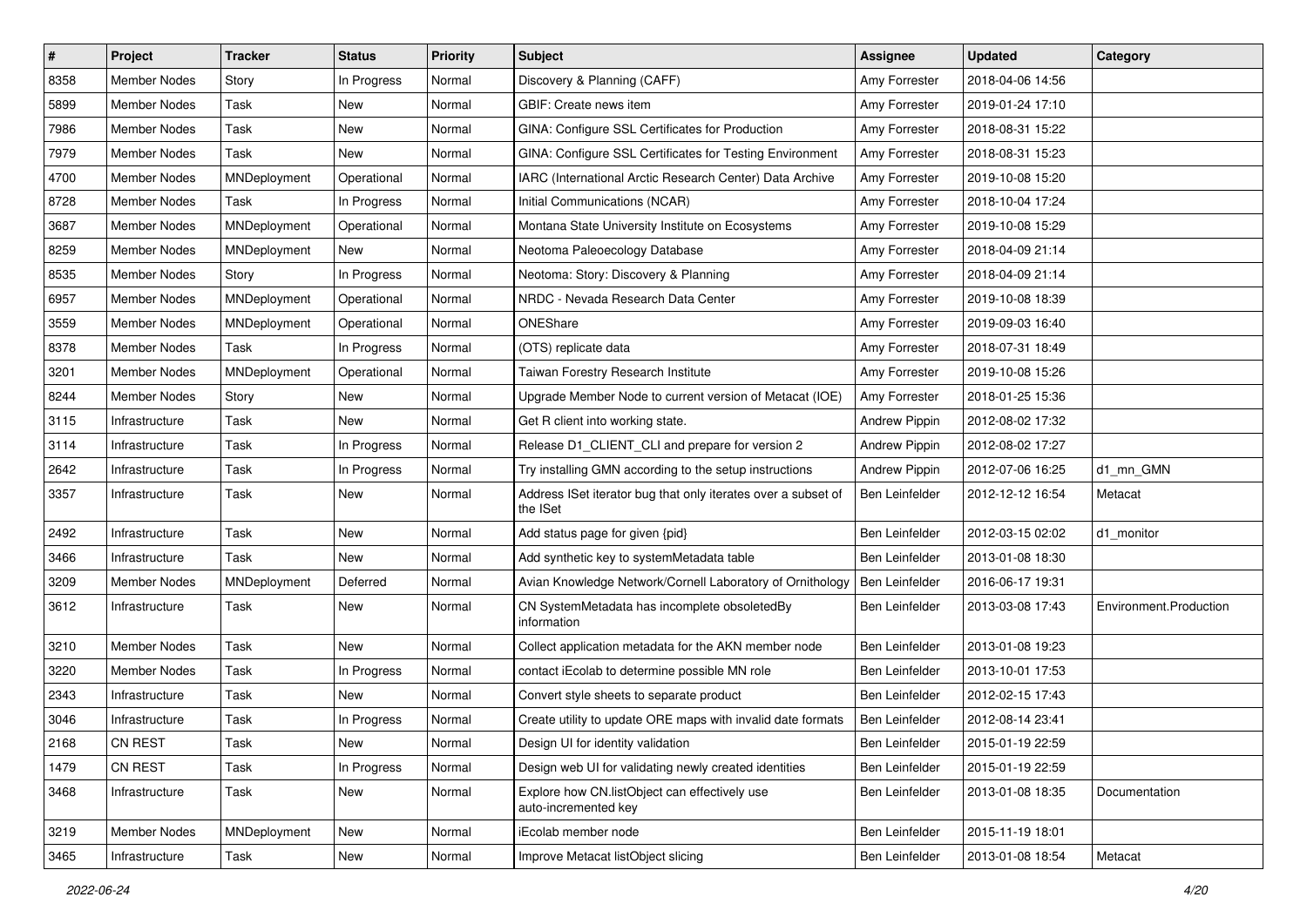| # | Project | Tracker | Status | Priority | Subject | Assignee | Updated | Category |
|---|---|---|---|---|---|---|---|---|
| 8358 | Member Nodes | Story | In Progress | Normal | Discovery & Planning (CAFF) | Amy Forrester | 2018-04-06 14:56 | |
| 5899 | Member Nodes | Task | New | Normal | GBIF: Create news item | Amy Forrester | 2019-01-24 17:10 | |
| 7986 | Member Nodes | Task | New | Normal | GINA: Configure SSL Certificates for Production | Amy Forrester | 2018-08-31 15:22 | |
| 7979 | Member Nodes | Task | New | Normal | GINA: Configure SSL Certificates for Testing Environment | Amy Forrester | 2018-08-31 15:23 | |
| 4700 | Member Nodes | MNDeployment | Operational | Normal | IARC (International Arctic Research Center) Data Archive | Amy Forrester | 2019-10-08 15:20 | |
| 8728 | Member Nodes | Task | In Progress | Normal | Initial Communications (NCAR) | Amy Forrester | 2018-10-04 17:24 | |
| 3687 | Member Nodes | MNDeployment | Operational | Normal | Montana State University Institute on Ecosystems | Amy Forrester | 2019-10-08 15:29 | |
| 8259 | Member Nodes | MNDeployment | New | Normal | Neotoma Paleoecology Database | Amy Forrester | 2018-04-09 21:14 | |
| 8535 | Member Nodes | Story | In Progress | Normal | Neotoma: Story: Discovery & Planning | Amy Forrester | 2018-04-09 21:14 | |
| 6957 | Member Nodes | MNDeployment | Operational | Normal | NRDC - Nevada Research Data Center | Amy Forrester | 2019-10-08 18:39 | |
| 3559 | Member Nodes | MNDeployment | Operational | Normal | ONEShare | Amy Forrester | 2019-09-03 16:40 | |
| 8378 | Member Nodes | Task | In Progress | Normal | (OTS) replicate data | Amy Forrester | 2018-07-31 18:49 | |
| 3201 | Member Nodes | MNDeployment | Operational | Normal | Taiwan Forestry Research Institute | Amy Forrester | 2019-10-08 15:26 | |
| 8244 | Member Nodes | Story | New | Normal | Upgrade Member Node to current version of Metacat (IOE) | Amy Forrester | 2018-01-25 15:36 | |
| 3115 | Infrastructure | Task | New | Normal | Get R client into working state. | Andrew Pippin | 2012-08-02 17:32 | |
| 3114 | Infrastructure | Task | In Progress | Normal | Release D1_CLIENT_CLI and prepare for version 2 | Andrew Pippin | 2012-08-02 17:27 | |
| 2642 | Infrastructure | Task | In Progress | Normal | Try installing GMN according to the setup instructions | Andrew Pippin | 2012-07-06 16:25 | d1_mn_GMN |
| 3357 | Infrastructure | Task | New | Normal | Address ISet iterator bug that only iterates over a subset of the ISet | Ben Leinfelder | 2012-12-12 16:54 | Metacat |
| 2492 | Infrastructure | Task | New | Normal | Add status page for given {pid} | Ben Leinfelder | 2012-03-15 02:02 | d1_monitor |
| 3466 | Infrastructure | Task | New | Normal | Add synthetic key to systemMetadata table | Ben Leinfelder | 2013-01-08 18:30 | |
| 3209 | Member Nodes | MNDeployment | Deferred | Normal | Avian Knowledge Network/Cornell Laboratory of Ornithology | Ben Leinfelder | 2016-06-17 19:31 | |
| 3612 | Infrastructure | Task | New | Normal | CN SystemMetadata has incomplete obsoletedBy information | Ben Leinfelder | 2013-03-08 17:43 | Environment.Production |
| 3210 | Member Nodes | Task | New | Normal | Collect application metadata for the AKN member node | Ben Leinfelder | 2013-01-08 19:23 | |
| 3220 | Member Nodes | Task | In Progress | Normal | contact iEcolab to determine possible MN role | Ben Leinfelder | 2013-10-01 17:53 | |
| 2343 | Infrastructure | Task | New | Normal | Convert style sheets to separate product | Ben Leinfelder | 2012-02-15 17:43 | |
| 3046 | Infrastructure | Task | In Progress | Normal | Create utility to update ORE maps with invalid date formats | Ben Leinfelder | 2012-08-14 23:41 | |
| 2168 | CN REST | Task | New | Normal | Design UI for identity validation | Ben Leinfelder | 2015-01-19 22:59 | |
| 1479 | CN REST | Task | In Progress | Normal | Design web UI for validating newly created identities | Ben Leinfelder | 2015-01-19 22:59 | |
| 3468 | Infrastructure | Task | New | Normal | Explore how CN.listObject can effectively use auto-incremented key | Ben Leinfelder | 2013-01-08 18:35 | Documentation |
| 3219 | Member Nodes | MNDeployment | New | Normal | iEcolab member node | Ben Leinfelder | 2015-11-19 18:01 | |
| 3465 | Infrastructure | Task | New | Normal | Improve Metacat listObject slicing | Ben Leinfelder | 2013-01-08 18:54 | Metacat |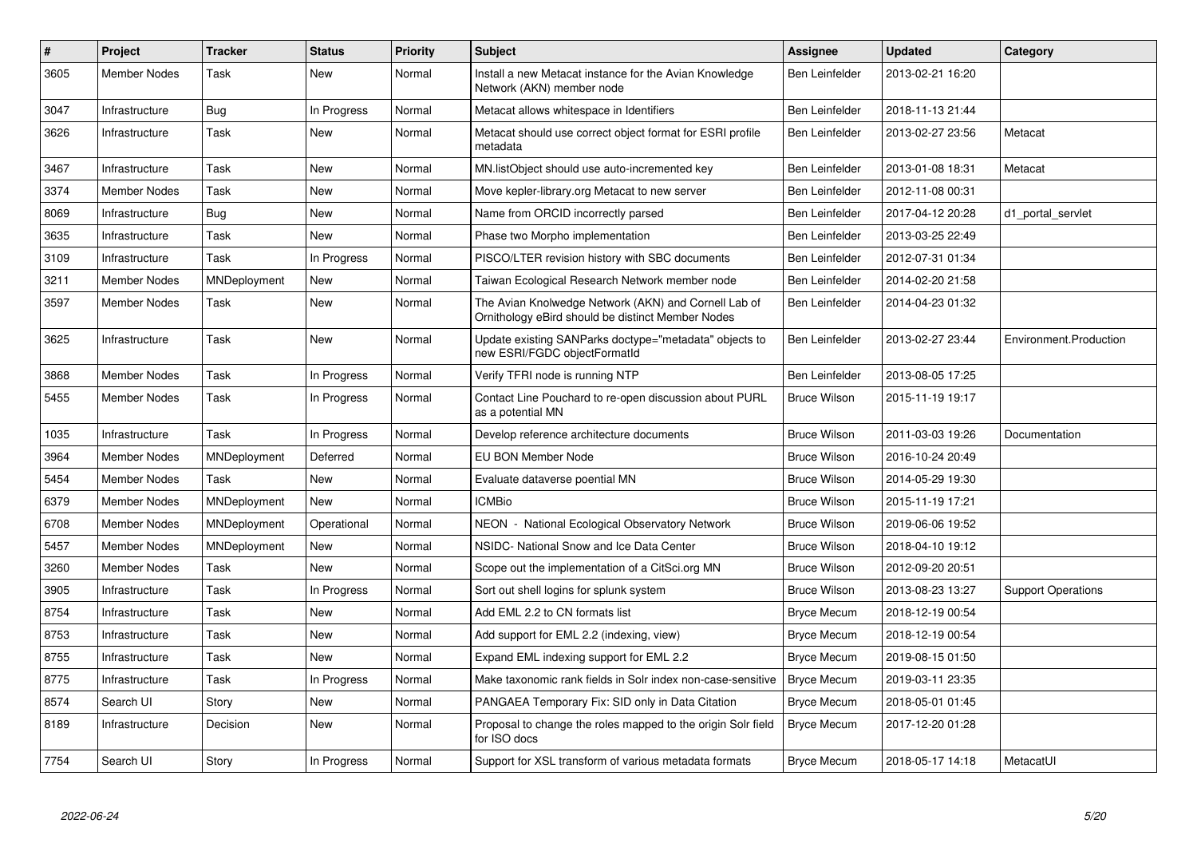| # | Project | Tracker | Status | Priority | Subject | Assignee | Updated | Category |
|---|---|---|---|---|---|---|---|---|
| 3605 | Member Nodes | Task | New | Normal | Install a new Metacat instance for the Avian Knowledge Network (AKN) member node | Ben Leinfelder | 2013-02-21 16:20 | |
| 3047 | Infrastructure | Bug | In Progress | Normal | Metacat allows whitespace in Identifiers | Ben Leinfelder | 2018-11-13 21:44 | |
| 3626 | Infrastructure | Task | New | Normal | Metacat should use correct object format for ESRI profile metadata | Ben Leinfelder | 2013-02-27 23:56 | Metacat |
| 3467 | Infrastructure | Task | New | Normal | MN.listObject should use auto-incremented key | Ben Leinfelder | 2013-01-08 18:31 | Metacat |
| 3374 | Member Nodes | Task | New | Normal | Move kepler-library.org Metacat to new server | Ben Leinfelder | 2012-11-08 00:31 | |
| 8069 | Infrastructure | Bug | New | Normal | Name from ORCID incorrectly parsed | Ben Leinfelder | 2017-04-12 20:28 | d1_portal_servlet |
| 3635 | Infrastructure | Task | New | Normal | Phase two Morpho implementation | Ben Leinfelder | 2013-03-25 22:49 | |
| 3109 | Infrastructure | Task | In Progress | Normal | PISCO/LTER revision history with SBC documents | Ben Leinfelder | 2012-07-31 01:34 | |
| 3211 | Member Nodes | MNDeployment | New | Normal | Taiwan Ecological Research Network member node | Ben Leinfelder | 2014-02-20 21:58 | |
| 3597 | Member Nodes | Task | New | Normal | The Avian Knolwedge Network (AKN) and Cornell Lab of Ornithology eBird should be distinct Member Nodes | Ben Leinfelder | 2014-04-23 01:32 | |
| 3625 | Infrastructure | Task | New | Normal | Update existing SANParks doctype="metadata" objects to new ESRI/FGDC objectFormatId | Ben Leinfelder | 2013-02-27 23:44 | Environment.Production |
| 3868 | Member Nodes | Task | In Progress | Normal | Verify TFRI node is running NTP | Ben Leinfelder | 2013-08-05 17:25 | |
| 5455 | Member Nodes | Task | In Progress | Normal | Contact Line Pouchard to re-open discussion about PURL as a potential MN | Bruce Wilson | 2015-11-19 19:17 | |
| 1035 | Infrastructure | Task | In Progress | Normal | Develop reference architecture documents | Bruce Wilson | 2011-03-03 19:26 | Documentation |
| 3964 | Member Nodes | MNDeployment | Deferred | Normal | EU BON Member Node | Bruce Wilson | 2016-10-24 20:49 | |
| 5454 | Member Nodes | Task | New | Normal | Evaluate dataverse poential MN | Bruce Wilson | 2014-05-29 19:30 | |
| 6379 | Member Nodes | MNDeployment | New | Normal | ICMBio | Bruce Wilson | 2015-11-19 17:21 | |
| 6708 | Member Nodes | MNDeployment | Operational | Normal | NEON - National Ecological Observatory Network | Bruce Wilson | 2019-06-06 19:52 | |
| 5457 | Member Nodes | MNDeployment | New | Normal | NSIDC- National Snow and Ice Data Center | Bruce Wilson | 2018-04-10 19:12 | |
| 3260 | Member Nodes | Task | New | Normal | Scope out the implementation of a CitSci.org MN | Bruce Wilson | 2012-09-20 20:51 | |
| 3905 | Infrastructure | Task | In Progress | Normal | Sort out shell logins for splunk system | Bruce Wilson | 2013-08-23 13:27 | Support Operations |
| 8754 | Infrastructure | Task | New | Normal | Add EML 2.2 to CN formats list | Bryce Mecum | 2018-12-19 00:54 | |
| 8753 | Infrastructure | Task | New | Normal | Add support for EML 2.2 (indexing, view) | Bryce Mecum | 2018-12-19 00:54 | |
| 8755 | Infrastructure | Task | New | Normal | Expand EML indexing support for EML 2.2 | Bryce Mecum | 2019-08-15 01:50 | |
| 8775 | Infrastructure | Task | In Progress | Normal | Make taxonomic rank fields in Solr index non-case-sensitive | Bryce Mecum | 2019-03-11 23:35 | |
| 8574 | Search UI | Story | New | Normal | PANGAEA Temporary Fix: SID only in Data Citation | Bryce Mecum | 2018-05-01 01:45 | |
| 8189 | Infrastructure | Decision | New | Normal | Proposal to change the roles mapped to the origin Solr field for ISO docs | Bryce Mecum | 2017-12-20 01:28 | |
| 7754 | Search UI | Story | In Progress | Normal | Support for XSL transform of various metadata formats | Bryce Mecum | 2018-05-17 14:18 | MetacatUI |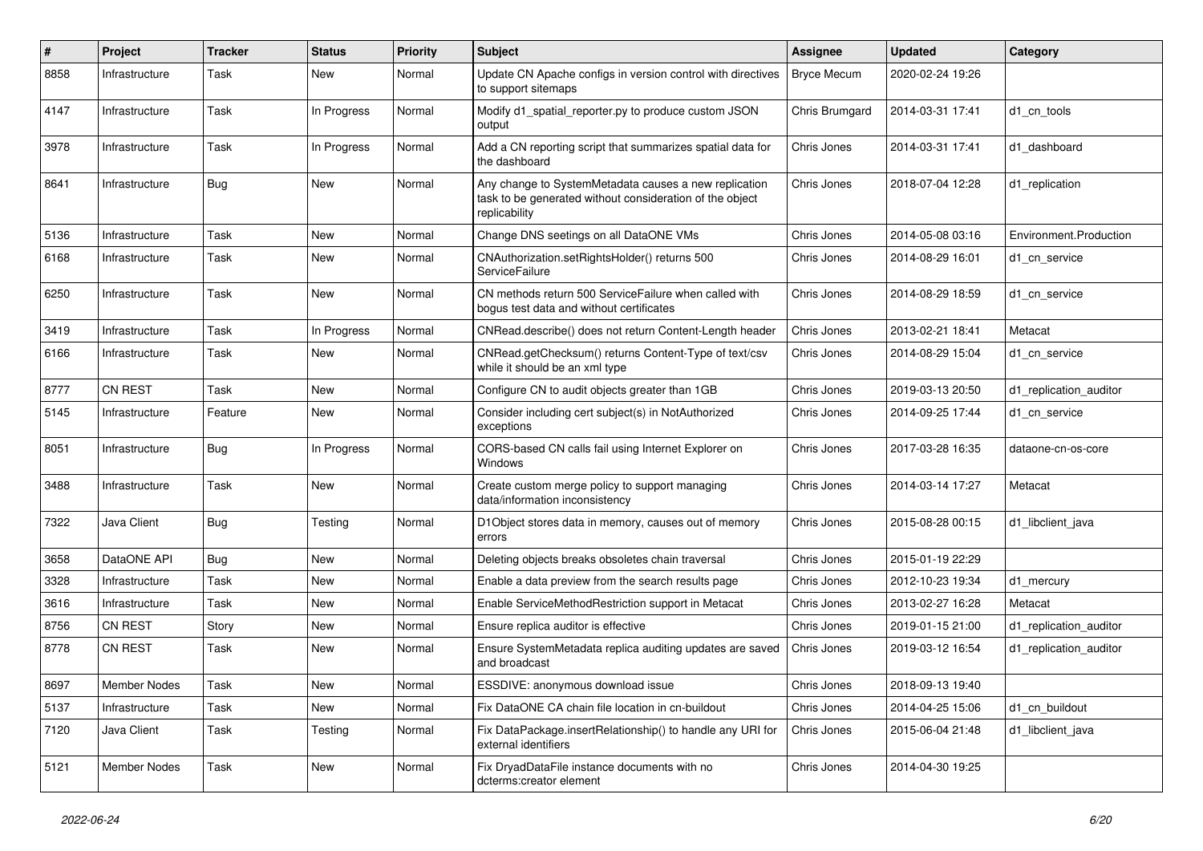| # | Project | Tracker | Status | Priority | Subject | Assignee | Updated | Category |
|---|---|---|---|---|---|---|---|---|
| 8858 | Infrastructure | Task | New | Normal | Update CN Apache configs in version control with directives to support sitemaps | Bryce Mecum | 2020-02-24 19:26 | |
| 4147 | Infrastructure | Task | In Progress | Normal | Modify d1_spatial_reporter.py to produce custom JSON output | Chris Brumgard | 2014-03-31 17:41 | d1_cn_tools |
| 3978 | Infrastructure | Task | In Progress | Normal | Add a CN reporting script that summarizes spatial data for the dashboard | Chris Jones | 2014-03-31 17:41 | d1_dashboard |
| 8641 | Infrastructure | Bug | New | Normal | Any change to SystemMetadata causes a new replication task to be generated without consideration of the object replicability | Chris Jones | 2018-07-04 12:28 | d1_replication |
| 5136 | Infrastructure | Task | New | Normal | Change DNS seetings on all DataONE VMs | Chris Jones | 2014-05-08 03:16 | Environment.Production |
| 6168 | Infrastructure | Task | New | Normal | CNAuthorization.setRightsHolder() returns 500 ServiceFailure | Chris Jones | 2014-08-29 16:01 | d1_cn_service |
| 6250 | Infrastructure | Task | New | Normal | CN methods return 500 ServiceFailure when called with bogus test data and without certificates | Chris Jones | 2014-08-29 18:59 | d1_cn_service |
| 3419 | Infrastructure | Task | In Progress | Normal | CNRead.describe() does not return Content-Length header | Chris Jones | 2013-02-21 18:41 | Metacat |
| 6166 | Infrastructure | Task | New | Normal | CNRead.getChecksum() returns Content-Type of text/csv while it should be an xml type | Chris Jones | 2014-08-29 15:04 | d1_cn_service |
| 8777 | CN REST | Task | New | Normal | Configure CN to audit objects greater than 1GB | Chris Jones | 2019-03-13 20:50 | d1_replication_auditor |
| 5145 | Infrastructure | Feature | New | Normal | Consider including cert subject(s) in NotAuthorized exceptions | Chris Jones | 2014-09-25 17:44 | d1_cn_service |
| 8051 | Infrastructure | Bug | In Progress | Normal | CORS-based CN calls fail using Internet Explorer on Windows | Chris Jones | 2017-03-28 16:35 | dataone-cn-os-core |
| 3488 | Infrastructure | Task | New | Normal | Create custom merge policy to support managing data/information inconsistency | Chris Jones | 2014-03-14 17:27 | Metacat |
| 7322 | Java Client | Bug | Testing | Normal | D1Object stores data in memory, causes out of memory errors | Chris Jones | 2015-08-28 00:15 | d1_libclient_java |
| 3658 | DataONE API | Bug | New | Normal | Deleting objects breaks obsoletes chain traversal | Chris Jones | 2015-01-19 22:29 | |
| 3328 | Infrastructure | Task | New | Normal | Enable a data preview from the search results page | Chris Jones | 2012-10-23 19:34 | d1_mercury |
| 3616 | Infrastructure | Task | New | Normal | Enable ServiceMethodRestriction support in Metacat | Chris Jones | 2013-02-27 16:28 | Metacat |
| 8756 | CN REST | Story | New | Normal | Ensure replica auditor is effective | Chris Jones | 2019-01-15 21:00 | d1_replication_auditor |
| 8778 | CN REST | Task | New | Normal | Ensure SystemMetadata replica auditing updates are saved and broadcast | Chris Jones | 2019-03-12 16:54 | d1_replication_auditor |
| 8697 | Member Nodes | Task | New | Normal | ESSDIVE: anonymous download issue | Chris Jones | 2018-09-13 19:40 | |
| 5137 | Infrastructure | Task | New | Normal | Fix DataONE CA chain file location in cn-buildout | Chris Jones | 2014-04-25 15:06 | d1_cn_buildout |
| 7120 | Java Client | Task | Testing | Normal | Fix DataPackage.insertRelationship() to handle any URI for external identifiers | Chris Jones | 2015-06-04 21:48 | d1_libclient_java |
| 5121 | Member Nodes | Task | New | Normal | Fix DryadDataFile instance documents with no dcterms:creator element | Chris Jones | 2014-04-30 19:25 | |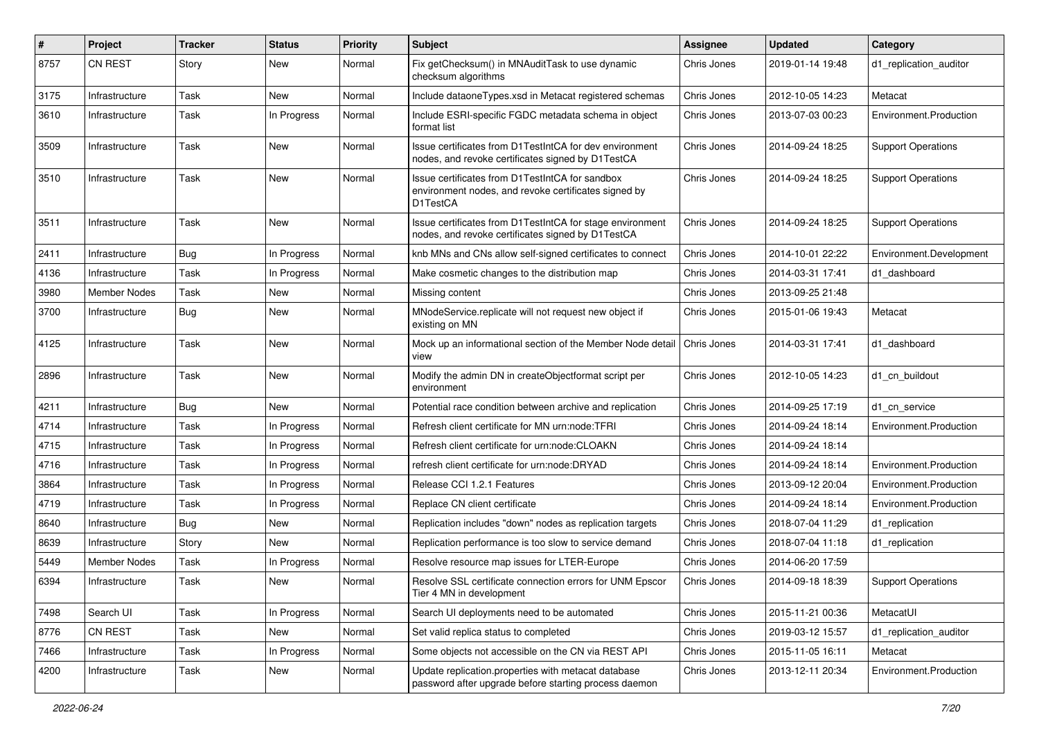| # | Project | Tracker | Status | Priority | Subject | Assignee | Updated | Category |
|---|---|---|---|---|---|---|---|---|
| 8757 | CN REST | Story | New | Normal | Fix getChecksum() in MNAuditTask to use dynamic checksum algorithms | Chris Jones | 2019-01-14 19:48 | d1_replication_auditor |
| 3175 | Infrastructure | Task | New | Normal | Include dataoneTypes.xsd in Metacat registered schemas | Chris Jones | 2012-10-05 14:23 | Metacat |
| 3610 | Infrastructure | Task | In Progress | Normal | Include ESRI-specific FGDC metadata schema in object format list | Chris Jones | 2013-07-03 00:23 | Environment.Production |
| 3509 | Infrastructure | Task | New | Normal | Issue certificates from D1TestIntCA for dev environment nodes, and revoke certificates signed by D1TestCA | Chris Jones | 2014-09-24 18:25 | Support Operations |
| 3510 | Infrastructure | Task | New | Normal | Issue certificates from D1TestIntCA for sandbox environment nodes, and revoke certificates signed by D1TestCA | Chris Jones | 2014-09-24 18:25 | Support Operations |
| 3511 | Infrastructure | Task | New | Normal | Issue certificates from D1TestIntCA for stage environment nodes, and revoke certificates signed by D1TestCA | Chris Jones | 2014-09-24 18:25 | Support Operations |
| 2411 | Infrastructure | Bug | In Progress | Normal | knb MNs and CNs allow self-signed certificates to connect | Chris Jones | 2014-10-01 22:22 | Environment.Development |
| 4136 | Infrastructure | Task | In Progress | Normal | Make cosmetic changes to the distribution map | Chris Jones | 2014-03-31 17:41 | d1_dashboard |
| 3980 | Member Nodes | Task | New | Normal | Missing content | Chris Jones | 2013-09-25 21:48 | |
| 3700 | Infrastructure | Bug | New | Normal | MNodeService.replicate will not request new object if existing on MN | Chris Jones | 2015-01-06 19:43 | Metacat |
| 4125 | Infrastructure | Task | New | Normal | Mock up an informational section of the Member Node detail view | Chris Jones | 2014-03-31 17:41 | d1_dashboard |
| 2896 | Infrastructure | Task | New | Normal | Modify the admin DN in createObjectformat script per environment | Chris Jones | 2012-10-05 14:23 | d1_cn_buildout |
| 4211 | Infrastructure | Bug | New | Normal | Potential race condition between archive and replication | Chris Jones | 2014-09-25 17:19 | d1_cn_service |
| 4714 | Infrastructure | Task | In Progress | Normal | Refresh client certificate for MN urn:node:TFRI | Chris Jones | 2014-09-24 18:14 | Environment.Production |
| 4715 | Infrastructure | Task | In Progress | Normal | Refresh client certificate for urn:node:CLOAKN | Chris Jones | 2014-09-24 18:14 | |
| 4716 | Infrastructure | Task | In Progress | Normal | refresh client certificate for urn:node:DRYAD | Chris Jones | 2014-09-24 18:14 | Environment.Production |
| 3864 | Infrastructure | Task | In Progress | Normal | Release CCI 1.2.1 Features | Chris Jones | 2013-09-12 20:04 | Environment.Production |
| 4719 | Infrastructure | Task | In Progress | Normal | Replace CN client certificate | Chris Jones | 2014-09-24 18:14 | Environment.Production |
| 8640 | Infrastructure | Bug | New | Normal | Replication includes "down" nodes as replication targets | Chris Jones | 2018-07-04 11:29 | d1_replication |
| 8639 | Infrastructure | Story | New | Normal | Replication performance is too slow to service demand | Chris Jones | 2018-07-04 11:18 | d1_replication |
| 5449 | Member Nodes | Task | In Progress | Normal | Resolve resource map issues for LTER-Europe | Chris Jones | 2014-06-20 17:59 | |
| 6394 | Infrastructure | Task | New | Normal | Resolve SSL certificate connection errors for UNM Epscor Tier 4 MN in development | Chris Jones | 2014-09-18 18:39 | Support Operations |
| 7498 | Search UI | Task | In Progress | Normal | Search UI deployments need to be automated | Chris Jones | 2015-11-21 00:36 | MetacatUI |
| 8776 | CN REST | Task | New | Normal | Set valid replica status to completed | Chris Jones | 2019-03-12 15:57 | d1_replication_auditor |
| 7466 | Infrastructure | Task | In Progress | Normal | Some objects not accessible on the CN via REST API | Chris Jones | 2015-11-05 16:11 | Metacat |
| 4200 | Infrastructure | Task | New | Normal | Update replication.properties with metacat database password after upgrade before starting process daemon | Chris Jones | 2013-12-11 20:34 | Environment.Production |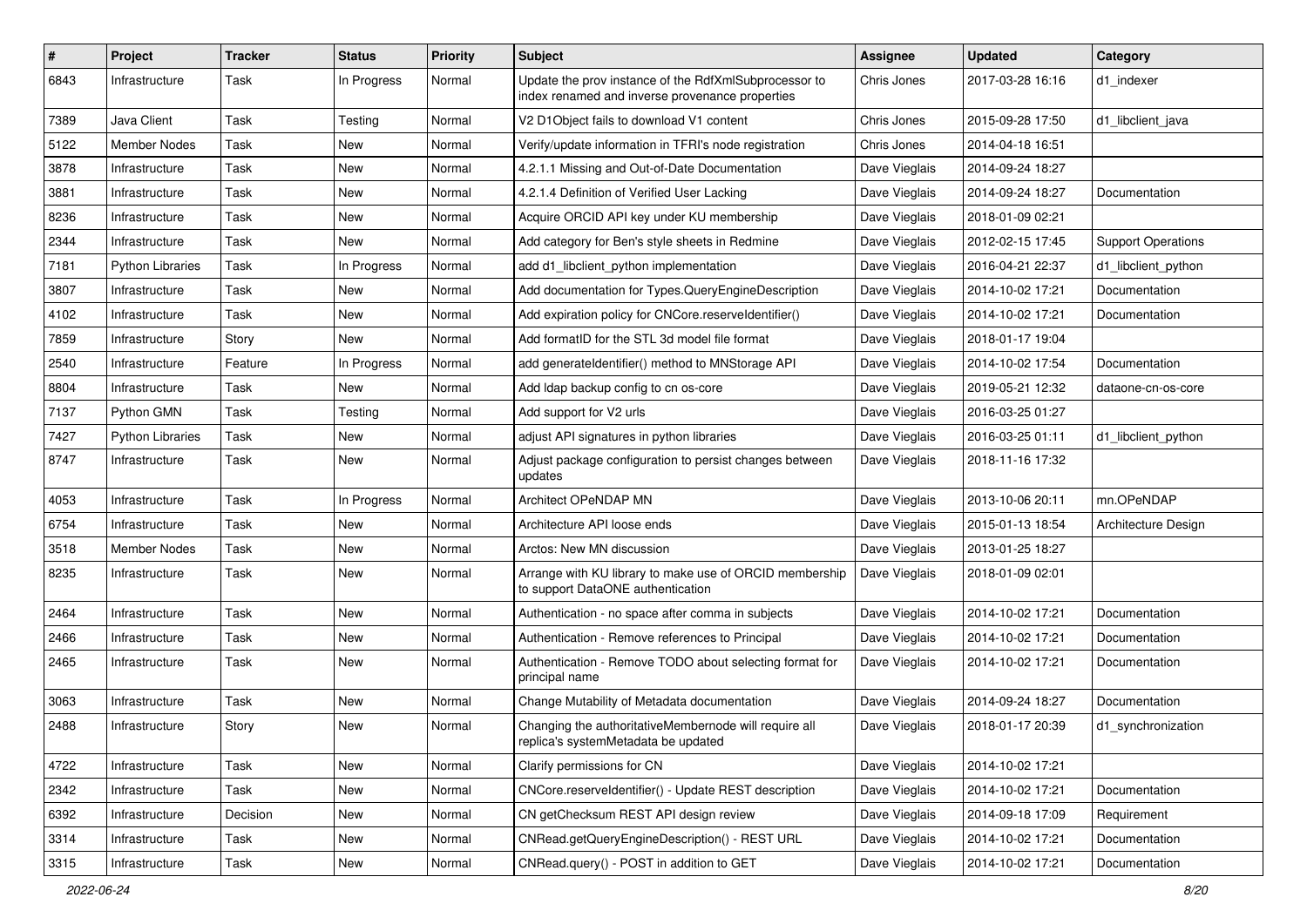| # | Project | Tracker | Status | Priority | Subject | Assignee | Updated | Category |
|---|---|---|---|---|---|---|---|---|
| 6843 | Infrastructure | Task | In Progress | Normal | Update the prov instance of the RdfXmlSubprocessor to index renamed and inverse provenance properties | Chris Jones | 2017-03-28 16:16 | d1_indexer |
| 7389 | Java Client | Task | Testing | Normal | V2 D1Object fails to download V1 content | Chris Jones | 2015-09-28 17:50 | d1_libclient_java |
| 5122 | Member Nodes | Task | New | Normal | Verify/update information in TFRI's node registration | Chris Jones | 2014-04-18 16:51 | |
| 3878 | Infrastructure | Task | New | Normal | 4.2.1.1 Missing and Out-of-Date Documentation | Dave Vieglais | 2014-09-24 18:27 | |
| 3881 | Infrastructure | Task | New | Normal | 4.2.1.4 Definition of Verified User Lacking | Dave Vieglais | 2014-09-24 18:27 | Documentation |
| 8236 | Infrastructure | Task | New | Normal | Acquire ORCID API key under KU membership | Dave Vieglais | 2018-01-09 02:21 | |
| 2344 | Infrastructure | Task | New | Normal | Add category for Ben's style sheets in Redmine | Dave Vieglais | 2012-02-15 17:45 | Support Operations |
| 7181 | Python Libraries | Task | In Progress | Normal | add d1_libclient_python implementation | Dave Vieglais | 2016-04-21 22:37 | d1_libclient_python |
| 3807 | Infrastructure | Task | New | Normal | Add documentation for Types.QueryEngineDescription | Dave Vieglais | 2014-10-02 17:21 | Documentation |
| 4102 | Infrastructure | Task | New | Normal | Add expiration policy for CNCore.reserveIdentifier() | Dave Vieglais | 2014-10-02 17:21 | Documentation |
| 7859 | Infrastructure | Story | New | Normal | Add formatID for the STL 3d model file format | Dave Vieglais | 2018-01-17 19:04 | |
| 2540 | Infrastructure | Feature | In Progress | Normal | add generateIdentifier() method to MNStorage API | Dave Vieglais | 2014-10-02 17:54 | Documentation |
| 8804 | Infrastructure | Task | New | Normal | Add ldap backup config to cn os-core | Dave Vieglais | 2019-05-21 12:32 | dataone-cn-os-core |
| 7137 | Python GMN | Task | Testing | Normal | Add support for V2 urls | Dave Vieglais | 2016-03-25 01:27 | |
| 7427 | Python Libraries | Task | New | Normal | adjust API signatures in python libraries | Dave Vieglais | 2016-03-25 01:11 | d1_libclient_python |
| 8747 | Infrastructure | Task | New | Normal | Adjust package configuration to persist changes between updates | Dave Vieglais | 2018-11-16 17:32 | |
| 4053 | Infrastructure | Task | In Progress | Normal | Architect OPeNDAP MN | Dave Vieglais | 2013-10-06 20:11 | mn.OPeNDAP |
| 6754 | Infrastructure | Task | New | Normal | Architecture API loose ends | Dave Vieglais | 2015-01-13 18:54 | Architecture Design |
| 3518 | Member Nodes | Task | New | Normal | Arctos: New MN discussion | Dave Vieglais | 2013-01-25 18:27 | |
| 8235 | Infrastructure | Task | New | Normal | Arrange with KU library to make use of ORCID membership to support DataONE authentication | Dave Vieglais | 2018-01-09 02:01 | |
| 2464 | Infrastructure | Task | New | Normal | Authentication - no space after comma in subjects | Dave Vieglais | 2014-10-02 17:21 | Documentation |
| 2466 | Infrastructure | Task | New | Normal | Authentication - Remove references to Principal | Dave Vieglais | 2014-10-02 17:21 | Documentation |
| 2465 | Infrastructure | Task | New | Normal | Authentication - Remove TODO about selecting format for principal name | Dave Vieglais | 2014-10-02 17:21 | Documentation |
| 3063 | Infrastructure | Task | New | Normal | Change Mutability of Metadata documentation | Dave Vieglais | 2014-09-24 18:27 | Documentation |
| 2488 | Infrastructure | Story | New | Normal | Changing the authoritativeMembernode will require all replica's systemMetadata be updated | Dave Vieglais | 2018-01-17 20:39 | d1_synchronization |
| 4722 | Infrastructure | Task | New | Normal | Clarify permissions for CN | Dave Vieglais | 2014-10-02 17:21 | |
| 2342 | Infrastructure | Task | New | Normal | CNCore.reserveIdentifier() - Update REST description | Dave Vieglais | 2014-10-02 17:21 | Documentation |
| 6392 | Infrastructure | Decision | New | Normal | CN getChecksum REST API design review | Dave Vieglais | 2014-09-18 17:09 | Requirement |
| 3314 | Infrastructure | Task | New | Normal | CNRead.getQueryEngineDescription() - REST URL | Dave Vieglais | 2014-10-02 17:21 | Documentation |
| 3315 | Infrastructure | Task | New | Normal | CNRead.query() - POST in addition to GET | Dave Vieglais | 2014-10-02 17:21 | Documentation |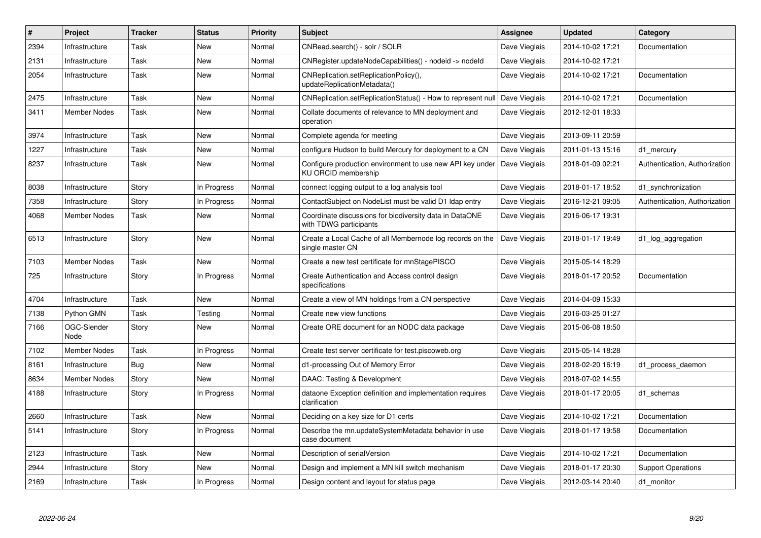| # | Project | Tracker | Status | Priority | Subject | Assignee | Updated | Category |
|---|---|---|---|---|---|---|---|---|
| 2394 | Infrastructure | Task | New | Normal | CNRead.search() - solr / SOLR | Dave Vieglais | 2014-10-02 17:21 | Documentation |
| 2131 | Infrastructure | Task | New | Normal | CNRegister.updateNodeCapabilities() - nodeid -> nodeId | Dave Vieglais | 2014-10-02 17:21 | |
| 2054 | Infrastructure | Task | New | Normal | CNReplication.setReplicationPolicy(), updateReplicationMetadata() | Dave Vieglais | 2014-10-02 17:21 | Documentation |
| 2475 | Infrastructure | Task | New | Normal | CNReplication.setReplicationStatus() - How to represent null | Dave Vieglais | 2014-10-02 17:21 | Documentation |
| 3411 | Member Nodes | Task | New | Normal | Collate documents of relevance to MN deployment and operation | Dave Vieglais | 2012-12-01 18:33 | |
| 3974 | Infrastructure | Task | New | Normal | Complete agenda for meeting | Dave Vieglais | 2013-09-11 20:59 | |
| 1227 | Infrastructure | Task | New | Normal | configure Hudson to build Mercury for deployment to a CN | Dave Vieglais | 2011-01-13 15:16 | d1_mercury |
| 8237 | Infrastructure | Task | New | Normal | Configure production environment to use new API key under KU ORCID membership | Dave Vieglais | 2018-01-09 02:21 | Authentication, Authorization |
| 8038 | Infrastructure | Story | In Progress | Normal | connect logging output to a log analysis tool | Dave Vieglais | 2018-01-17 18:52 | d1_synchronization |
| 7358 | Infrastructure | Story | In Progress | Normal | ContactSubject on NodeList must be valid D1 ldap entry | Dave Vieglais | 2016-12-21 09:05 | Authentication, Authorization |
| 4068 | Member Nodes | Task | New | Normal | Coordinate discussions for biodiversity data in DataONE with TDWG participants | Dave Vieglais | 2016-06-17 19:31 | |
| 6513 | Infrastructure | Story | New | Normal | Create a Local Cache of all Membernode log records on the single master CN | Dave Vieglais | 2018-01-17 19:49 | d1_log_aggregation |
| 7103 | Member Nodes | Task | New | Normal | Create a new test certificate for mnStagePISCO | Dave Vieglais | 2015-05-14 18:29 | |
| 725 | Infrastructure | Story | In Progress | Normal | Create Authentication and Access control design specifications | Dave Vieglais | 2018-01-17 20:52 | Documentation |
| 4704 | Infrastructure | Task | New | Normal | Create a view of MN holdings from a CN perspective | Dave Vieglais | 2014-04-09 15:33 | |
| 7138 | Python GMN | Task | Testing | Normal | Create new view functions | Dave Vieglais | 2016-03-25 01:27 | |
| 7166 | OGC-Slender Node | Story | New | Normal | Create ORE document for an NODC data package | Dave Vieglais | 2015-06-08 18:50 | |
| 7102 | Member Nodes | Task | In Progress | Normal | Create test server certificate for test.piscoweb.org | Dave Vieglais | 2015-05-14 18:28 | |
| 8161 | Infrastructure | Bug | New | Normal | d1-processing Out of Memory Error | Dave Vieglais | 2018-02-20 16:19 | d1_process_daemon |
| 8634 | Member Nodes | Story | New | Normal | DAAC: Testing & Development | Dave Vieglais | 2018-07-02 14:55 | |
| 4188 | Infrastructure | Story | In Progress | Normal | dataone Exception definition and implementation requires clarification | Dave Vieglais | 2018-01-17 20:05 | d1_schemas |
| 2660 | Infrastructure | Task | New | Normal | Deciding on a key size for D1 certs | Dave Vieglais | 2014-10-02 17:21 | Documentation |
| 5141 | Infrastructure | Story | In Progress | Normal | Describe the mn.updateSystemMetadata behavior in use case document | Dave Vieglais | 2018-01-17 19:58 | Documentation |
| 2123 | Infrastructure | Task | New | Normal | Description of serialVersion | Dave Vieglais | 2014-10-02 17:21 | Documentation |
| 2944 | Infrastructure | Story | New | Normal | Design and implement a MN kill switch mechanism | Dave Vieglais | 2018-01-17 20:30 | Support Operations |
| 2169 | Infrastructure | Task | In Progress | Normal | Design content and layout for status page | Dave Vieglais | 2012-03-14 20:40 | d1_monitor |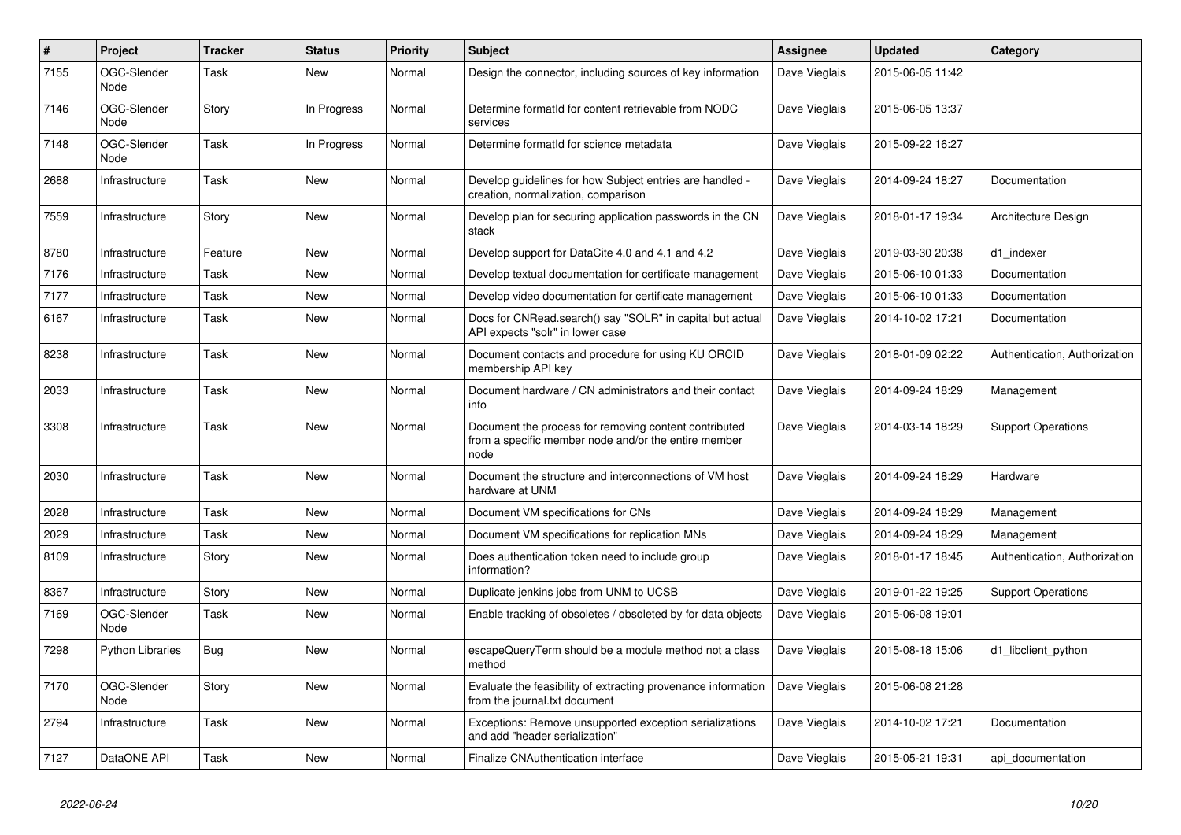| # | Project | Tracker | Status | Priority | Subject | Assignee | Updated | Category |
|---|---|---|---|---|---|---|---|---|
| 7155 | OGC-Slender Node | Task | New | Normal | Design the connector, including sources of key information | Dave Vieglais | 2015-06-05 11:42 | |
| 7146 | OGC-Slender Node | Story | In Progress | Normal | Determine formatId for content retrievable from NODC services | Dave Vieglais | 2015-06-05 13:37 | |
| 7148 | OGC-Slender Node | Task | In Progress | Normal | Determine formatId for science metadata | Dave Vieglais | 2015-09-22 16:27 | |
| 2688 | Infrastructure | Task | New | Normal | Develop guidelines for how Subject entries are handled - creation, normalization, comparison | Dave Vieglais | 2014-09-24 18:27 | Documentation |
| 7559 | Infrastructure | Story | New | Normal | Develop plan for securing application passwords in the CN stack | Dave Vieglais | 2018-01-17 19:34 | Architecture Design |
| 8780 | Infrastructure | Feature | New | Normal | Develop support for DataCite 4.0 and 4.1 and 4.2 | Dave Vieglais | 2019-03-30 20:38 | d1_indexer |
| 7176 | Infrastructure | Task | New | Normal | Develop textual documentation for certificate management | Dave Vieglais | 2015-06-10 01:33 | Documentation |
| 7177 | Infrastructure | Task | New | Normal | Develop video documentation for certificate management | Dave Vieglais | 2015-06-10 01:33 | Documentation |
| 6167 | Infrastructure | Task | New | Normal | Docs for CNRead.search() say "SOLR" in capital but actual API expects "solr" in lower case | Dave Vieglais | 2014-10-02 17:21 | Documentation |
| 8238 | Infrastructure | Task | New | Normal | Document contacts and procedure for using KU ORCID membership API key | Dave Vieglais | 2018-01-09 02:22 | Authentication, Authorization |
| 2033 | Infrastructure | Task | New | Normal | Document hardware / CN administrators and their contact info | Dave Vieglais | 2014-09-24 18:29 | Management |
| 3308 | Infrastructure | Task | New | Normal | Document the process for removing content contributed from a specific member node and/or the entire member node | Dave Vieglais | 2014-03-14 18:29 | Support Operations |
| 2030 | Infrastructure | Task | New | Normal | Document the structure and interconnections of VM host hardware at UNM | Dave Vieglais | 2014-09-24 18:29 | Hardware |
| 2028 | Infrastructure | Task | New | Normal | Document VM specifications for CNs | Dave Vieglais | 2014-09-24 18:29 | Management |
| 2029 | Infrastructure | Task | New | Normal | Document VM specifications for replication MNs | Dave Vieglais | 2014-09-24 18:29 | Management |
| 8109 | Infrastructure | Story | New | Normal | Does authentication token need to include group information? | Dave Vieglais | 2018-01-17 18:45 | Authentication, Authorization |
| 8367 | Infrastructure | Story | New | Normal | Duplicate jenkins jobs from UNM to UCSB | Dave Vieglais | 2019-01-22 19:25 | Support Operations |
| 7169 | OGC-Slender Node | Task | New | Normal | Enable tracking of obsoletes / obsoleted by for data objects | Dave Vieglais | 2015-06-08 19:01 | |
| 7298 | Python Libraries | Bug | New | Normal | escapeQueryTerm should be a module method not a class method | Dave Vieglais | 2015-08-18 15:06 | d1_libclient_python |
| 7170 | OGC-Slender Node | Story | New | Normal | Evaluate the feasibility of extracting provenance information from the journal.txt document | Dave Vieglais | 2015-06-08 21:28 | |
| 2794 | Infrastructure | Task | New | Normal | Exceptions: Remove unsupported exception serializations and add "header serialization" | Dave Vieglais | 2014-10-02 17:21 | Documentation |
| 7127 | DataONE API | Task | New | Normal | Finalize CNAuthentication interface | Dave Vieglais | 2015-05-21 19:31 | api_documentation |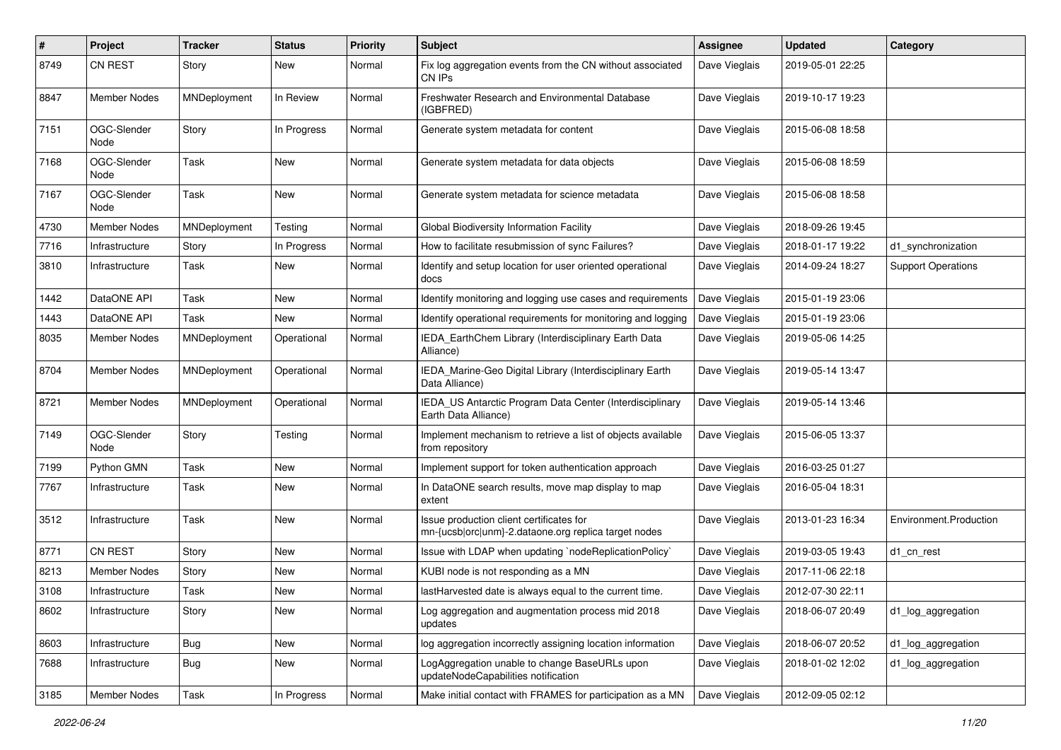| # | Project | Tracker | Status | Priority | Subject | Assignee | Updated | Category |
|---|---|---|---|---|---|---|---|---|
| 8749 | CN REST | Story | New | Normal | Fix log aggregation events from the CN without associated CN IPs | Dave Vieglais | 2019-05-01 22:25 | |
| 8847 | Member Nodes | MNDeployment | In Review | Normal | Freshwater Research and Environmental Database (IGBFRED) | Dave Vieglais | 2019-10-17 19:23 | |
| 7151 | OGC-Slender Node | Story | In Progress | Normal | Generate system metadata for content | Dave Vieglais | 2015-06-08 18:58 | |
| 7168 | OGC-Slender Node | Task | New | Normal | Generate system metadata for data objects | Dave Vieglais | 2015-06-08 18:59 | |
| 7167 | OGC-Slender Node | Task | New | Normal | Generate system metadata for science metadata | Dave Vieglais | 2015-06-08 18:58 | |
| 4730 | Member Nodes | MNDeployment | Testing | Normal | Global Biodiversity Information Facility | Dave Vieglais | 2018-09-26 19:45 | |
| 7716 | Infrastructure | Story | In Progress | Normal | How to facilitate resubmission of sync Failures? | Dave Vieglais | 2018-01-17 19:22 | d1_synchronization |
| 3810 | Infrastructure | Task | New | Normal | Identify and setup location for user oriented operational docs | Dave Vieglais | 2014-09-24 18:27 | Support Operations |
| 1442 | DataONE API | Task | New | Normal | Identify monitoring and logging use cases and requirements | Dave Vieglais | 2015-01-19 23:06 | |
| 1443 | DataONE API | Task | New | Normal | Identify operational requirements for monitoring and logging | Dave Vieglais | 2015-01-19 23:06 | |
| 8035 | Member Nodes | MNDeployment | Operational | Normal | IEDA_EarthChem Library (Interdisciplinary Earth Data Alliance) | Dave Vieglais | 2019-05-06 14:25 | |
| 8704 | Member Nodes | MNDeployment | Operational | Normal | IEDA_Marine-Geo Digital Library (Interdisciplinary Earth Data Alliance) | Dave Vieglais | 2019-05-14 13:47 | |
| 8721 | Member Nodes | MNDeployment | Operational | Normal | IEDA_US Antarctic Program Data Center (Interdisciplinary Earth Data Alliance) | Dave Vieglais | 2019-05-14 13:46 | |
| 7149 | OGC-Slender Node | Story | Testing | Normal | Implement mechanism to retrieve a list of objects available from repository | Dave Vieglais | 2015-06-05 13:37 | |
| 7199 | Python GMN | Task | New | Normal | Implement support for token authentication approach | Dave Vieglais | 2016-03-25 01:27 | |
| 7767 | Infrastructure | Task | New | Normal | In DataONE search results, move map display to map extent | Dave Vieglais | 2016-05-04 18:31 | |
| 3512 | Infrastructure | Task | New | Normal | Issue production client certificates for mn-{ucsb\|orc\|unm}-2.dataone.org replica target nodes | Dave Vieglais | 2013-01-23 16:34 | Environment.Production |
| 8771 | CN REST | Story | New | Normal | Issue with LDAP when updating `nodeReplicationPolicy` | Dave Vieglais | 2019-03-05 19:43 | d1_cn_rest |
| 8213 | Member Nodes | Story | New | Normal | KUBI node is not responding as a MN | Dave Vieglais | 2017-11-06 22:18 | |
| 3108 | Infrastructure | Task | New | Normal | lastHarvested date is always equal to the current time. | Dave Vieglais | 2012-07-30 22:11 | |
| 8602 | Infrastructure | Story | New | Normal | Log aggregation and augmentation process mid 2018 updates | Dave Vieglais | 2018-06-07 20:49 | d1_log_aggregation |
| 8603 | Infrastructure | Bug | New | Normal | log aggregation incorrectly assigning location information | Dave Vieglais | 2018-06-07 20:52 | d1_log_aggregation |
| 7688 | Infrastructure | Bug | New | Normal | LogAggregation unable to change BaseURLs upon updateNodeCapabilities notification | Dave Vieglais | 2018-01-02 12:02 | d1_log_aggregation |
| 3185 | Member Nodes | Task | In Progress | Normal | Make initial contact with FRAMES for participation as a MN | Dave Vieglais | 2012-09-05 02:12 | |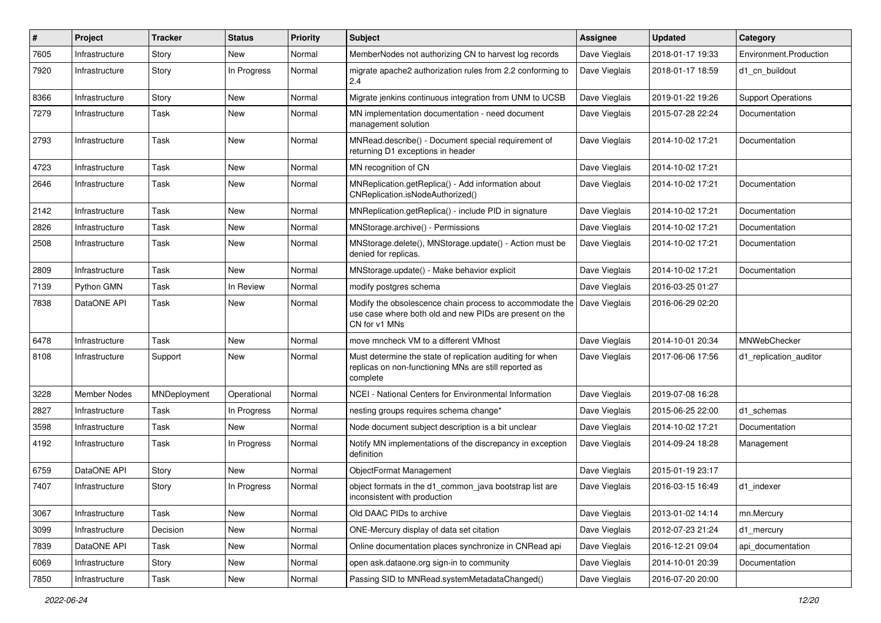| # | Project | Tracker | Status | Priority | Subject | Assignee | Updated | Category |
|---|---|---|---|---|---|---|---|---|
| 7605 | Infrastructure | Story | New | Normal | MemberNodes not authorizing CN to harvest log records | Dave Vieglais | 2018-01-17 19:33 | Environment.Production |
| 7920 | Infrastructure | Story | In Progress | Normal | migrate apache2 authorization rules from 2.2 conforming to 2.4 | Dave Vieglais | 2018-01-17 18:59 | d1_cn_buildout |
| 8366 | Infrastructure | Story | New | Normal | Migrate jenkins continuous integration from UNM to UCSB | Dave Vieglais | 2019-01-22 19:26 | Support Operations |
| 7279 | Infrastructure | Task | New | Normal | MN implementation documentation - need document management solution | Dave Vieglais | 2015-07-28 22:24 | Documentation |
| 2793 | Infrastructure | Task | New | Normal | MNRead.describe() - Document special requirement of returning D1 exceptions in header | Dave Vieglais | 2014-10-02 17:21 | Documentation |
| 4723 | Infrastructure | Task | New | Normal | MN recognition of CN | Dave Vieglais | 2014-10-02 17:21 | |
| 2646 | Infrastructure | Task | New | Normal | MNReplication.getReplica() - Add information about CNReplication.isNodeAuthorized() | Dave Vieglais | 2014-10-02 17:21 | Documentation |
| 2142 | Infrastructure | Task | New | Normal | MNReplication.getReplica() - include PID in signature | Dave Vieglais | 2014-10-02 17:21 | Documentation |
| 2826 | Infrastructure | Task | New | Normal | MNStorage.archive() - Permissions | Dave Vieglais | 2014-10-02 17:21 | Documentation |
| 2508 | Infrastructure | Task | New | Normal | MNStorage.delete(), MNStorage.update() - Action must be denied for replicas. | Dave Vieglais | 2014-10-02 17:21 | Documentation |
| 2809 | Infrastructure | Task | New | Normal | MNStorage.update() - Make behavior explicit | Dave Vieglais | 2014-10-02 17:21 | Documentation |
| 7139 | Python GMN | Task | In Review | Normal | modify postgres schema | Dave Vieglais | 2016-03-25 01:27 | |
| 7838 | DataONE API | Task | New | Normal | Modify the obsolescence chain process to accommodate the use case where both old and new PIDs are present on the CN for v1 MNs | Dave Vieglais | 2016-06-29 02:20 | |
| 6478 | Infrastructure | Task | New | Normal | move mncheck VM to a different VMhost | Dave Vieglais | 2014-10-01 20:34 | MNWebChecker |
| 8108 | Infrastructure | Support | New | Normal | Must determine the state of replication auditing for when replicas on non-functioning MNs are still reported as complete | Dave Vieglais | 2017-06-06 17:56 | d1_replication_auditor |
| 3228 | Member Nodes | MNDeployment | Operational | Normal | NCEI - National Centers for Environmental Information | Dave Vieglais | 2019-07-08 16:28 | |
| 2827 | Infrastructure | Task | In Progress | Normal | nesting groups requires schema change* | Dave Vieglais | 2015-06-25 22:00 | d1_schemas |
| 3598 | Infrastructure | Task | New | Normal | Node document subject description is a bit unclear | Dave Vieglais | 2014-10-02 17:21 | Documentation |
| 4192 | Infrastructure | Task | In Progress | Normal | Notify MN implementations of the discrepancy in exception definition | Dave Vieglais | 2014-09-24 18:28 | Management |
| 6759 | DataONE API | Story | New | Normal | ObjectFormat Management | Dave Vieglais | 2015-01-19 23:17 | |
| 7407 | Infrastructure | Story | In Progress | Normal | object formats in the d1_common_java bootstrap list are inconsistent with production | Dave Vieglais | 2016-03-15 16:49 | d1_indexer |
| 3067 | Infrastructure | Task | New | Normal | Old DAAC PIDs to archive | Dave Vieglais | 2013-01-02 14:14 | mn.Mercury |
| 3099 | Infrastructure | Decision | New | Normal | ONE-Mercury display of data set citation | Dave Vieglais | 2012-07-23 21:24 | d1_mercury |
| 7839 | DataONE API | Task | New | Normal | Online documentation places synchronize in CNRead api | Dave Vieglais | 2016-12-21 09:04 | api_documentation |
| 6069 | Infrastructure | Story | New | Normal | open ask.dataone.org sign-in to community | Dave Vieglais | 2014-10-01 20:39 | Documentation |
| 7850 | Infrastructure | Task | New | Normal | Passing SID to MNRead.systemMetadataChanged() | Dave Vieglais | 2016-07-20 20:00 | |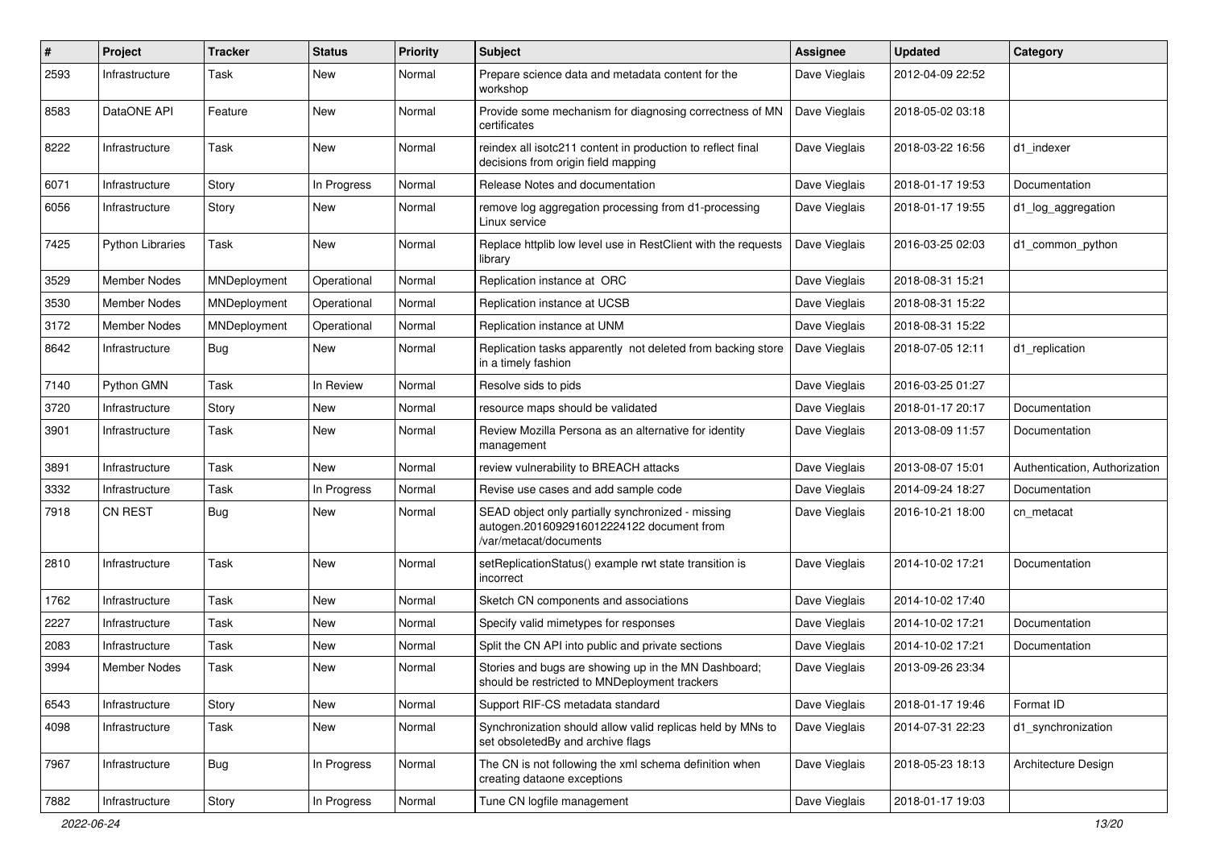| # | Project | Tracker | Status | Priority | Subject | Assignee | Updated | Category |
|---|---|---|---|---|---|---|---|---|
| 2593 | Infrastructure | Task | New | Normal | Prepare science data and metadata content for the workshop | Dave Vieglais | 2012-04-09 22:52 | |
| 8583 | DataONE API | Feature | New | Normal | Provide some mechanism for diagnosing correctness of MN certificates | Dave Vieglais | 2018-05-02 03:18 | |
| 8222 | Infrastructure | Task | New | Normal | reindex all isotc211 content in production to reflect final decisions from origin field mapping | Dave Vieglais | 2018-03-22 16:56 | d1_indexer |
| 6071 | Infrastructure | Story | In Progress | Normal | Release Notes and documentation | Dave Vieglais | 2018-01-17 19:53 | Documentation |
| 6056 | Infrastructure | Story | New | Normal | remove log aggregation processing from d1-processing Linux service | Dave Vieglais | 2018-01-17 19:55 | d1_log_aggregation |
| 7425 | Python Libraries | Task | New | Normal | Replace httplib low level use in RestClient with the requests library | Dave Vieglais | 2016-03-25 02:03 | d1_common_python |
| 3529 | Member Nodes | MNDeployment | Operational | Normal | Replication instance at ORC | Dave Vieglais | 2018-08-31 15:21 | |
| 3530 | Member Nodes | MNDeployment | Operational | Normal | Replication instance at UCSB | Dave Vieglais | 2018-08-31 15:22 | |
| 3172 | Member Nodes | MNDeployment | Operational | Normal | Replication instance at UNM | Dave Vieglais | 2018-08-31 15:22 | |
| 8642 | Infrastructure | Bug | New | Normal | Replication tasks apparently not deleted from backing store in a timely fashion | Dave Vieglais | 2018-07-05 12:11 | d1_replication |
| 7140 | Python GMN | Task | In Review | Normal | Resolve sids to pids | Dave Vieglais | 2016-03-25 01:27 | |
| 3720 | Infrastructure | Story | New | Normal | resource maps should be validated | Dave Vieglais | 2018-01-17 20:17 | Documentation |
| 3901 | Infrastructure | Task | New | Normal | Review Mozilla Persona as an alternative for identity management | Dave Vieglais | 2013-08-09 11:57 | Documentation |
| 3891 | Infrastructure | Task | New | Normal | review vulnerability to BREACH attacks | Dave Vieglais | 2013-08-07 15:01 | Authentication, Authorization |
| 3332 | Infrastructure | Task | In Progress | Normal | Revise use cases and add sample code | Dave Vieglais | 2014-09-24 18:27 | Documentation |
| 7918 | CN REST | Bug | New | Normal | SEAD object only partially synchronized - missing autogen.2016092916012224122 document from /var/metacat/documents | Dave Vieglais | 2016-10-21 18:00 | cn_metacat |
| 2810 | Infrastructure | Task | New | Normal | setReplicationStatus() example rwt state transition is incorrect | Dave Vieglais | 2014-10-02 17:21 | Documentation |
| 1762 | Infrastructure | Task | New | Normal | Sketch CN components and associations | Dave Vieglais | 2014-10-02 17:40 | |
| 2227 | Infrastructure | Task | New | Normal | Specify valid mimetypes for responses | Dave Vieglais | 2014-10-02 17:21 | Documentation |
| 2083 | Infrastructure | Task | New | Normal | Split the CN API into public and private sections | Dave Vieglais | 2014-10-02 17:21 | Documentation |
| 3994 | Member Nodes | Task | New | Normal | Stories and bugs are showing up in the MN Dashboard; should be restricted to MNDeployment trackers | Dave Vieglais | 2013-09-26 23:34 | |
| 6543 | Infrastructure | Story | New | Normal | Support RIF-CS metadata standard | Dave Vieglais | 2018-01-17 19:46 | Format ID |
| 4098 | Infrastructure | Task | New | Normal | Synchronization should allow valid replicas held by MNs to set obsoletedBy and archive flags | Dave Vieglais | 2014-07-31 22:23 | d1_synchronization |
| 7967 | Infrastructure | Bug | In Progress | Normal | The CN is not following the xml schema definition when creating dataone exceptions | Dave Vieglais | 2018-05-23 18:13 | Architecture Design |
| 7882 | Infrastructure | Story | In Progress | Normal | Tune CN logfile management | Dave Vieglais | 2018-01-17 19:03 | |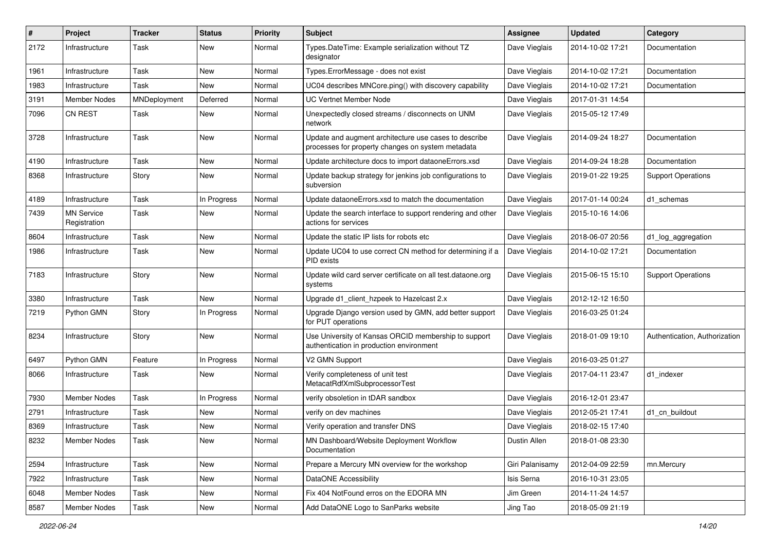| # | Project | Tracker | Status | Priority | Subject | Assignee | Updated | Category |
|---|---|---|---|---|---|---|---|---|
| 2172 | Infrastructure | Task | New | Normal | Types.DateTime: Example serialization without TZ designator | Dave Vieglais | 2014-10-02 17:21 | Documentation |
| 1961 | Infrastructure | Task | New | Normal | Types.ErrorMessage - does not exist | Dave Vieglais | 2014-10-02 17:21 | Documentation |
| 1983 | Infrastructure | Task | New | Normal | UC04 describes MNCore.ping() with discovery capability | Dave Vieglais | 2014-10-02 17:21 | Documentation |
| 3191 | Member Nodes | MNDeployment | Deferred | Normal | UC Vertnet Member Node | Dave Vieglais | 2017-01-31 14:54 | |
| 7096 | CN REST | Task | New | Normal | Unexpectedly closed streams / disconnects on UNM network | Dave Vieglais | 2015-05-12 17:49 | |
| 3728 | Infrastructure | Task | New | Normal | Update and augment architecture use cases to describe processes for property changes on system metadata | Dave Vieglais | 2014-09-24 18:27 | Documentation |
| 4190 | Infrastructure | Task | New | Normal | Update architecture docs to import dataoneErrors.xsd | Dave Vieglais | 2014-09-24 18:28 | Documentation |
| 8368 | Infrastructure | Story | New | Normal | Update backup strategy for jenkins job configurations to subversion | Dave Vieglais | 2019-01-22 19:25 | Support Operations |
| 4189 | Infrastructure | Task | In Progress | Normal | Update dataoneErrors.xsd to match the documentation | Dave Vieglais | 2017-01-14 00:24 | d1_schemas |
| 7439 | MN Service Registration | Task | New | Normal | Update the search interface to support rendering and other actions for services | Dave Vieglais | 2015-10-16 14:06 | |
| 8604 | Infrastructure | Task | New | Normal | Update the static IP lists for robots etc | Dave Vieglais | 2018-06-07 20:56 | d1_log_aggregation |
| 1986 | Infrastructure | Task | New | Normal | Update UC04 to use correct CN method for determining if a PID exists | Dave Vieglais | 2014-10-02 17:21 | Documentation |
| 7183 | Infrastructure | Story | New | Normal | Update wild card server certificate on all test.dataone.org systems | Dave Vieglais | 2015-06-15 15:10 | Support Operations |
| 3380 | Infrastructure | Task | New | Normal | Upgrade d1_client_hzpeek to Hazelcast 2.x | Dave Vieglais | 2012-12-12 16:50 | |
| 7219 | Python GMN | Story | In Progress | Normal | Upgrade Django version used by GMN, add better support for PUT operations | Dave Vieglais | 2016-03-25 01:24 | |
| 8234 | Infrastructure | Story | New | Normal | Use University of Kansas ORCID membership to support authentication in production environment | Dave Vieglais | 2018-01-09 19:10 | Authentication, Authorization |
| 6497 | Python GMN | Feature | In Progress | Normal | V2 GMN Support | Dave Vieglais | 2016-03-25 01:27 | |
| 8066 | Infrastructure | Task | New | Normal | Verify completeness of unit test MetacatRdfXmlSubprocessorTest | Dave Vieglais | 2017-04-11 23:47 | d1_indexer |
| 7930 | Member Nodes | Task | In Progress | Normal | verify obsoletion in tDAR sandbox | Dave Vieglais | 2016-12-01 23:47 | |
| 2791 | Infrastructure | Task | New | Normal | verify on dev machines | Dave Vieglais | 2012-05-21 17:41 | d1_cn_buildout |
| 8369 | Infrastructure | Task | New | Normal | Verify operation and transfer DNS | Dave Vieglais | 2018-02-15 17:40 | |
| 8232 | Member Nodes | Task | New | Normal | MN Dashboard/Website Deployment Workflow Documentation | Dustin Allen | 2018-01-08 23:30 | |
| 2594 | Infrastructure | Task | New | Normal | Prepare a Mercury MN overview for the workshop | Giri Palanisamy | 2012-04-09 22:59 | mn.Mercury |
| 7922 | Infrastructure | Task | New | Normal | DataONE Accessibility | Isis Serna | 2016-10-31 23:05 | |
| 6048 | Member Nodes | Task | New | Normal | Fix 404 NotFound erros on the EDORA MN | Jim Green | 2014-11-24 14:57 | |
| 8587 | Member Nodes | Task | New | Normal | Add DataONE Logo to SanParks website | Jing Tao | 2018-05-09 21:19 | |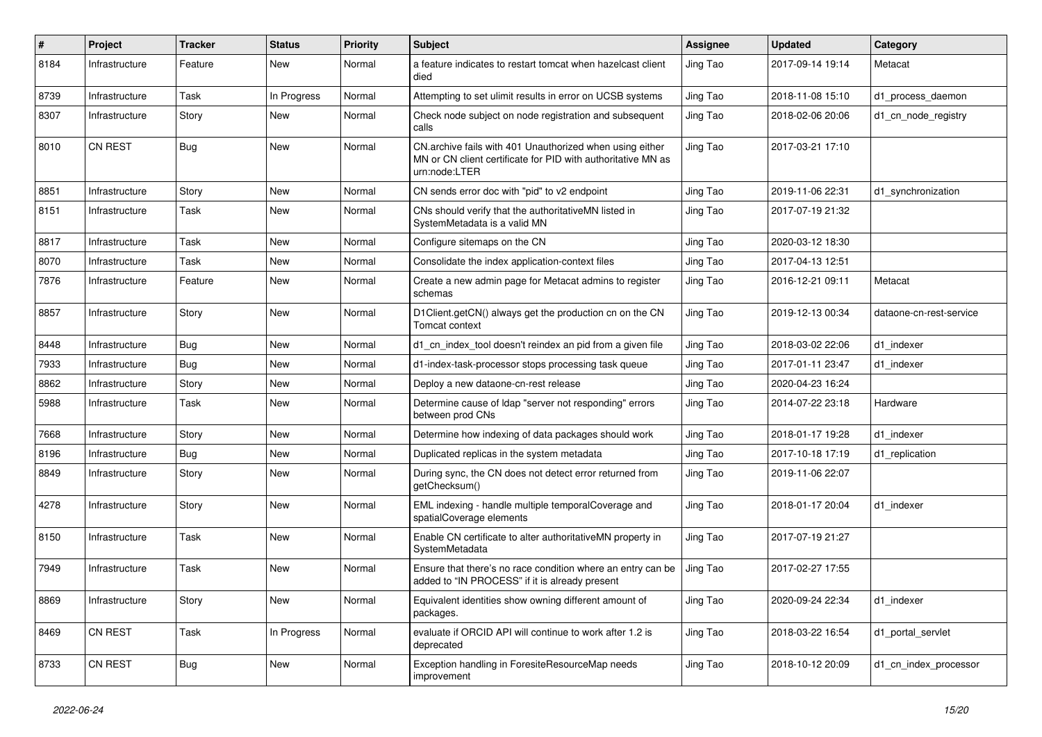| # | Project | Tracker | Status | Priority | Subject | Assignee | Updated | Category |
|---|---|---|---|---|---|---|---|---|
| 8184 | Infrastructure | Feature | New | Normal | a feature indicates to restart tomcat when hazelcast client died | Jing Tao | 2017-09-14 19:14 | Metacat |
| 8739 | Infrastructure | Task | In Progress | Normal | Attempting to set ulimit results in error on UCSB systems | Jing Tao | 2018-11-08 15:10 | d1_process_daemon |
| 8307 | Infrastructure | Story | New | Normal | Check node subject on node registration and subsequent calls | Jing Tao | 2018-02-06 20:06 | d1_cn_node_registry |
| 8010 | CN REST | Bug | New | Normal | CN.archive fails with 401 Unauthorized when using either MN or CN client certificate for PID with authoritative MN as urn:node:LTER | Jing Tao | 2017-03-21 17:10 | |
| 8851 | Infrastructure | Story | New | Normal | CN sends error doc with "pid" to v2 endpoint | Jing Tao | 2019-11-06 22:31 | d1_synchronization |
| 8151 | Infrastructure | Task | New | Normal | CNs should verify that the authoritativeMN listed in SystemMetadata is a valid MN | Jing Tao | 2017-07-19 21:32 | |
| 8817 | Infrastructure | Task | New | Normal | Configure sitemaps on the CN | Jing Tao | 2020-03-12 18:30 | |
| 8070 | Infrastructure | Task | New | Normal | Consolidate the index application-context files | Jing Tao | 2017-04-13 12:51 | |
| 7876 | Infrastructure | Feature | New | Normal | Create a new admin page for Metacat admins to register schemas | Jing Tao | 2016-12-21 09:11 | Metacat |
| 8857 | Infrastructure | Story | New | Normal | D1Client.getCN() always get the production cn on the CN Tomcat context | Jing Tao | 2019-12-13 00:34 | dataone-cn-rest-service |
| 8448 | Infrastructure | Bug | New | Normal | d1_cn_index_tool doesn't reindex an pid from a given file | Jing Tao | 2018-03-02 22:06 | d1_indexer |
| 7933 | Infrastructure | Bug | New | Normal | d1-index-task-processor stops processing task queue | Jing Tao | 2017-01-11 23:47 | d1_indexer |
| 8862 | Infrastructure | Story | New | Normal | Deploy a new dataone-cn-rest release | Jing Tao | 2020-04-23 16:24 | |
| 5988 | Infrastructure | Task | New | Normal | Determine cause of ldap "server not responding" errors between prod CNs | Jing Tao | 2014-07-22 23:18 | Hardware |
| 7668 | Infrastructure | Story | New | Normal | Determine how indexing of data packages should work | Jing Tao | 2018-01-17 19:28 | d1_indexer |
| 8196 | Infrastructure | Bug | New | Normal | Duplicated replicas in the system metadata | Jing Tao | 2017-10-18 17:19 | d1_replication |
| 8849 | Infrastructure | Story | New | Normal | During sync, the CN does not detect error returned from getChecksum() | Jing Tao | 2019-11-06 22:07 | |
| 4278 | Infrastructure | Story | New | Normal | EML indexing - handle multiple temporalCoverage and spatialCoverage elements | Jing Tao | 2018-01-17 20:04 | d1_indexer |
| 8150 | Infrastructure | Task | New | Normal | Enable CN certificate to alter authoritativeMN property in SystemMetadata | Jing Tao | 2017-07-19 21:27 | |
| 7949 | Infrastructure | Task | New | Normal | Ensure that there's no race condition where an entry can be added to "IN PROCESS" if it is already present | Jing Tao | 2017-02-27 17:55 | |
| 8869 | Infrastructure | Story | New | Normal | Equivalent identities show owning different amount of packages. | Jing Tao | 2020-09-24 22:34 | d1_indexer |
| 8469 | CN REST | Task | In Progress | Normal | evaluate if ORCID API will continue to work after 1.2 is deprecated | Jing Tao | 2018-03-22 16:54 | d1_portal_servlet |
| 8733 | CN REST | Bug | New | Normal | Exception handling in ForesiteResourceMap needs improvement | Jing Tao | 2018-10-12 20:09 | d1_cn_index_processor |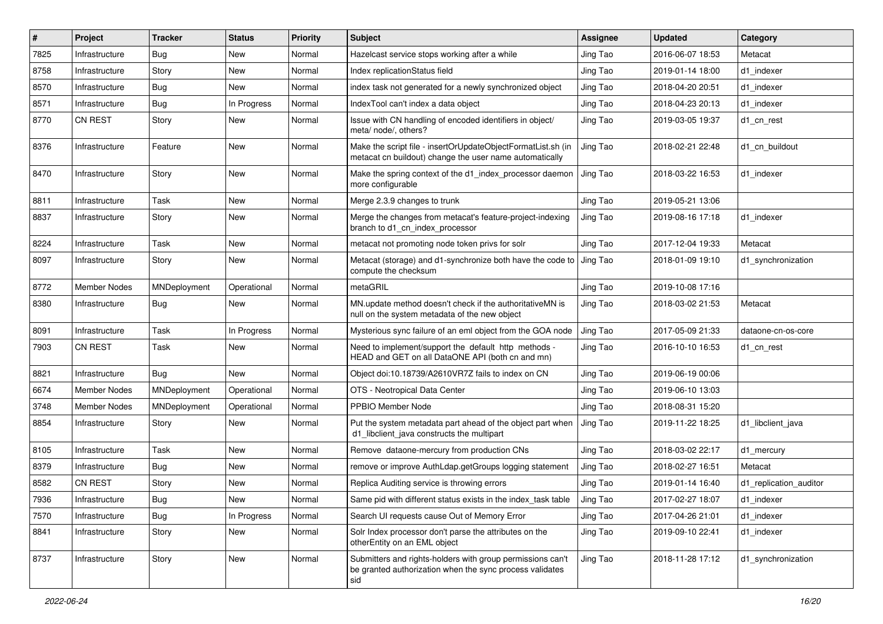| # | Project | Tracker | Status | Priority | Subject | Assignee | Updated | Category |
|---|---|---|---|---|---|---|---|---|
| 7825 | Infrastructure | Bug | New | Normal | Hazelcast service stops working after a while | Jing Tao | 2016-06-07 18:53 | Metacat |
| 8758 | Infrastructure | Story | New | Normal | Index replicationStatus field | Jing Tao | 2019-01-14 18:00 | d1_indexer |
| 8570 | Infrastructure | Bug | New | Normal | index task not generated for a newly synchronized object | Jing Tao | 2018-04-20 20:51 | d1_indexer |
| 8571 | Infrastructure | Bug | In Progress | Normal | IndexTool can't index a data object | Jing Tao | 2018-04-23 20:13 | d1_indexer |
| 8770 | CN REST | Story | New | Normal | Issue with CN handling of encoded identifiers in object/ meta/ node/, others? | Jing Tao | 2019-03-05 19:37 | d1_cn_rest |
| 8376 | Infrastructure | Feature | New | Normal | Make the script file - insertOrUpdateObjectFormatList.sh (in metacat cn buildout) change the user name automatically | Jing Tao | 2018-02-21 22:48 | d1_cn_buildout |
| 8470 | Infrastructure | Story | New | Normal | Make the spring context of the d1_index_processor daemon more configurable | Jing Tao | 2018-03-22 16:53 | d1_indexer |
| 8811 | Infrastructure | Task | New | Normal | Merge 2.3.9 changes to trunk | Jing Tao | 2019-05-21 13:06 | |
| 8837 | Infrastructure | Story | New | Normal | Merge the changes from metacat's feature-project-indexing branch to d1_cn_index_processor | Jing Tao | 2019-08-16 17:18 | d1_indexer |
| 8224 | Infrastructure | Task | New | Normal | metacat not promoting node token privs for solr | Jing Tao | 2017-12-04 19:33 | Metacat |
| 8097 | Infrastructure | Story | New | Normal | Metacat (storage) and d1-synchronize both have the code to compute the checksum | Jing Tao | 2018-01-09 19:10 | d1_synchronization |
| 8772 | Member Nodes | MNDeployment | Operational | Normal | metaGRIL | Jing Tao | 2019-10-08 17:16 | |
| 8380 | Infrastructure | Bug | New | Normal | MN.update method doesn't check if the authoritativeMN is null on the system metadata of the new object | Jing Tao | 2018-03-02 21:53 | Metacat |
| 8091 | Infrastructure | Task | In Progress | Normal | Mysterious sync failure of an eml object from the GOA node | Jing Tao | 2017-05-09 21:33 | dataone-cn-os-core |
| 7903 | CN REST | Task | New | Normal | Need to implement/support the default http methods - HEAD and GET on all DataONE API (both cn and mn) | Jing Tao | 2016-10-10 16:53 | d1_cn_rest |
| 8821 | Infrastructure | Bug | New | Normal | Object doi:10.18739/A2610VR7Z fails to index on CN | Jing Tao | 2019-06-19 00:06 | |
| 6674 | Member Nodes | MNDeployment | Operational | Normal | OTS - Neotropical Data Center | Jing Tao | 2019-06-10 13:03 | |
| 3748 | Member Nodes | MNDeployment | Operational | Normal | PPBIO Member Node | Jing Tao | 2018-08-31 15:20 | |
| 8854 | Infrastructure | Story | New | Normal | Put the system metadata part ahead of the object part when d1_libclient_java constructs the multipart | Jing Tao | 2019-11-22 18:25 | d1_libclient_java |
| 8105 | Infrastructure | Task | New | Normal | Remove dataone-mercury from production CNs | Jing Tao | 2018-03-02 22:17 | d1_mercury |
| 8379 | Infrastructure | Bug | New | Normal | remove or improve AuthLdap.getGroups logging statement | Jing Tao | 2018-02-27 16:51 | Metacat |
| 8582 | CN REST | Story | New | Normal | Replica Auditing service is throwing errors | Jing Tao | 2019-01-14 16:40 | d1_replication_auditor |
| 7936 | Infrastructure | Bug | New | Normal | Same pid with different status exists in the index_task table | Jing Tao | 2017-02-27 18:07 | d1_indexer |
| 7570 | Infrastructure | Bug | In Progress | Normal | Search UI requests cause Out of Memory Error | Jing Tao | 2017-04-26 21:01 | d1_indexer |
| 8841 | Infrastructure | Story | New | Normal | Solr Index processor don't parse the attributes on the otherEntity on an EML object | Jing Tao | 2019-09-10 22:41 | d1_indexer |
| 8737 | Infrastructure | Story | New | Normal | Submitters and rights-holders with group permissions can't be granted authorization when the sync process validates sid | Jing Tao | 2018-11-28 17:12 | d1_synchronization |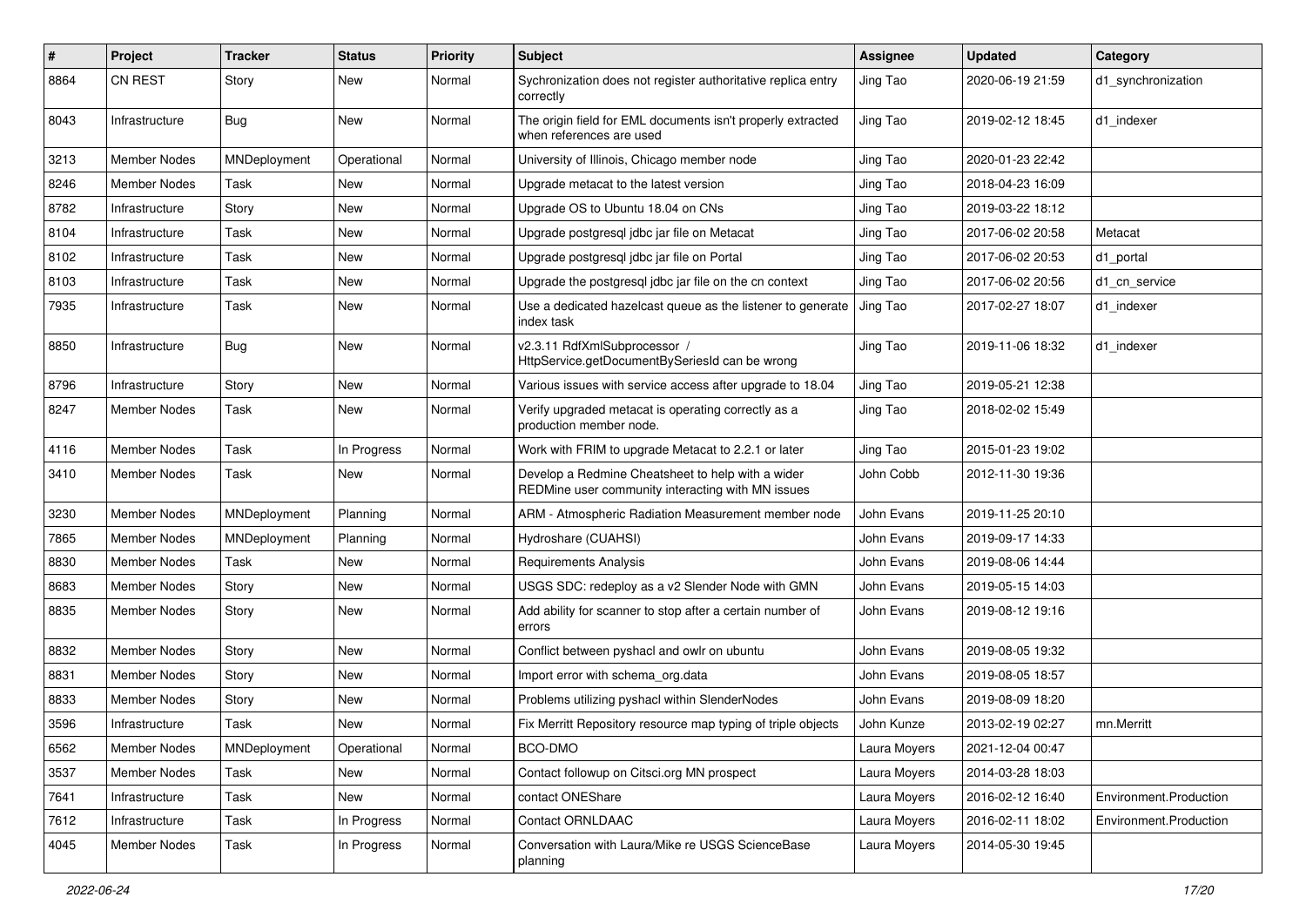| # | Project | Tracker | Status | Priority | Subject | Assignee | Updated | Category |
|---|---|---|---|---|---|---|---|---|
| 8864 | CN REST | Story | New | Normal | Sychronization does not register authoritative replica entry correctly | Jing Tao | 2020-06-19 21:59 | d1_synchronization |
| 8043 | Infrastructure | Bug | New | Normal | The origin field for EML documents isn't properly extracted when references are used | Jing Tao | 2019-02-12 18:45 | d1_indexer |
| 3213 | Member Nodes | MNDeployment | Operational | Normal | University of Illinois, Chicago member node | Jing Tao | 2020-01-23 22:42 | |
| 8246 | Member Nodes | Task | New | Normal | Upgrade metacat to the latest version | Jing Tao | 2018-04-23 16:09 | |
| 8782 | Infrastructure | Story | New | Normal | Upgrade OS to Ubuntu 18.04 on CNs | Jing Tao | 2019-03-22 18:12 | |
| 8104 | Infrastructure | Task | New | Normal | Upgrade postgresql jdbc jar file on Metacat | Jing Tao | 2017-06-02 20:58 | Metacat |
| 8102 | Infrastructure | Task | New | Normal | Upgrade postgresql jdbc jar file on Portal | Jing Tao | 2017-06-02 20:53 | d1_portal |
| 8103 | Infrastructure | Task | New | Normal | Upgrade the postgresql jdbc jar file on the cn context | Jing Tao | 2017-06-02 20:56 | d1_cn_service |
| 7935 | Infrastructure | Task | New | Normal | Use a dedicated hazelcast queue as the listener to generate index task | Jing Tao | 2017-02-27 18:07 | d1_indexer |
| 8850 | Infrastructure | Bug | New | Normal | v2.3.11 RdfXmlSubprocessor / HttpService.getDocumentBySeriesId can be wrong | Jing Tao | 2019-11-06 18:32 | d1_indexer |
| 8796 | Infrastructure | Story | New | Normal | Various issues with service access after upgrade to 18.04 | Jing Tao | 2019-05-21 12:38 | |
| 8247 | Member Nodes | Task | New | Normal | Verify upgraded metacat is operating correctly as a production member node. | Jing Tao | 2018-02-02 15:49 | |
| 4116 | Member Nodes | Task | In Progress | Normal | Work with FRIM to upgrade Metacat to 2.2.1 or later | Jing Tao | 2015-01-23 19:02 | |
| 3410 | Member Nodes | Task | New | Normal | Develop a Redmine Cheatsheet to help with a wider REDMine user community interacting with MN issues | John Cobb | 2012-11-30 19:36 | |
| 3230 | Member Nodes | MNDeployment | Planning | Normal | ARM - Atmospheric Radiation Measurement member node | John Evans | 2019-11-25 20:10 | |
| 7865 | Member Nodes | MNDeployment | Planning | Normal | Hydroshare (CUAHSI) | John Evans | 2019-09-17 14:33 | |
| 8830 | Member Nodes | Task | New | Normal | Requirements Analysis | John Evans | 2019-08-06 14:44 | |
| 8683 | Member Nodes | Story | New | Normal | USGS SDC: redeploy as a v2 Slender Node with GMN | John Evans | 2019-05-15 14:03 | |
| 8835 | Member Nodes | Story | New | Normal | Add ability for scanner to stop after a certain number of errors | John Evans | 2019-08-12 19:16 | |
| 8832 | Member Nodes | Story | New | Normal | Conflict between pyshacl and owlr on ubuntu | John Evans | 2019-08-05 19:32 | |
| 8831 | Member Nodes | Story | New | Normal | Import error with schema_org.data | John Evans | 2019-08-05 18:57 | |
| 8833 | Member Nodes | Story | New | Normal | Problems utilizing pyshacl within SlenderNodes | John Evans | 2019-08-09 18:20 | |
| 3596 | Infrastructure | Task | New | Normal | Fix Merritt Repository resource map typing of triple objects | John Kunze | 2013-02-19 02:27 | mn.Merritt |
| 6562 | Member Nodes | MNDeployment | Operational | Normal | BCO-DMO | Laura Moyers | 2021-12-04 00:47 | |
| 3537 | Member Nodes | Task | New | Normal | Contact followup on Citsci.org MN prospect | Laura Moyers | 2014-03-28 18:03 | |
| 7641 | Infrastructure | Task | New | Normal | contact ONEShare | Laura Moyers | 2016-02-12 16:40 | Environment.Production |
| 7612 | Infrastructure | Task | In Progress | Normal | Contact ORNLDAAC | Laura Moyers | 2016-02-11 18:02 | Environment.Production |
| 4045 | Member Nodes | Task | In Progress | Normal | Conversation with Laura/Mike re USGS ScienceBase planning | Laura Moyers | 2014-05-30 19:45 | |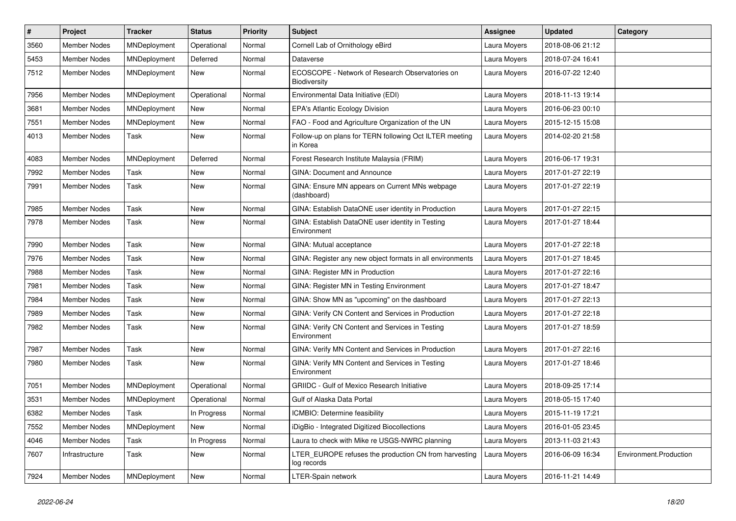| # | Project | Tracker | Status | Priority | Subject | Assignee | Updated | Category |
|---|---|---|---|---|---|---|---|---|
| 3560 | Member Nodes | MNDeployment | Operational | Normal | Cornell Lab of Ornithology eBird | Laura Moyers | 2018-08-06 21:12 | |
| 5453 | Member Nodes | MNDeployment | Deferred | Normal | Dataverse | Laura Moyers | 2018-07-24 16:41 | |
| 7512 | Member Nodes | MNDeployment | New | Normal | ECOSCOPE - Network of Research Observatories on Biodiversity | Laura Moyers | 2016-07-22 12:40 | |
| 7956 | Member Nodes | MNDeployment | Operational | Normal | Environmental Data Initiative (EDI) | Laura Moyers | 2018-11-13 19:14 | |
| 3681 | Member Nodes | MNDeployment | New | Normal | EPA's Atlantic Ecology Division | Laura Moyers | 2016-06-23 00:10 | |
| 7551 | Member Nodes | MNDeployment | New | Normal | FAO - Food and Agriculture Organization of the UN | Laura Moyers | 2015-12-15 15:08 | |
| 4013 | Member Nodes | Task | New | Normal | Follow-up on plans for TERN following Oct ILTER meeting in Korea | Laura Moyers | 2014-02-20 21:58 | |
| 4083 | Member Nodes | MNDeployment | Deferred | Normal | Forest Research Institute Malaysia (FRIM) | Laura Moyers | 2016-06-17 19:31 | |
| 7992 | Member Nodes | Task | New | Normal | GINA: Document and Announce | Laura Moyers | 2017-01-27 22:19 | |
| 7991 | Member Nodes | Task | New | Normal | GINA: Ensure MN appears on Current MNs webpage (dashboard) | Laura Moyers | 2017-01-27 22:19 | |
| 7985 | Member Nodes | Task | New | Normal | GINA: Establish DataONE user identity in Production | Laura Moyers | 2017-01-27 22:15 | |
| 7978 | Member Nodes | Task | New | Normal | GINA: Establish DataONE user identity in Testing Environment | Laura Moyers | 2017-01-27 18:44 | |
| 7990 | Member Nodes | Task | New | Normal | GINA: Mutual acceptance | Laura Moyers | 2017-01-27 22:18 | |
| 7976 | Member Nodes | Task | New | Normal | GINA: Register any new object formats in all environments | Laura Moyers | 2017-01-27 18:45 | |
| 7988 | Member Nodes | Task | New | Normal | GINA: Register MN in Production | Laura Moyers | 2017-01-27 22:16 | |
| 7981 | Member Nodes | Task | New | Normal | GINA: Register MN in Testing Environment | Laura Moyers | 2017-01-27 18:47 | |
| 7984 | Member Nodes | Task | New | Normal | GINA: Show MN as "upcoming" on the dashboard | Laura Moyers | 2017-01-27 22:13 | |
| 7989 | Member Nodes | Task | New | Normal | GINA: Verify CN Content and Services in Production | Laura Moyers | 2017-01-27 22:18 | |
| 7982 | Member Nodes | Task | New | Normal | GINA: Verify CN Content and Services in Testing Environment | Laura Moyers | 2017-01-27 18:59 | |
| 7987 | Member Nodes | Task | New | Normal | GINA: Verify MN Content and Services in Production | Laura Moyers | 2017-01-27 22:16 | |
| 7980 | Member Nodes | Task | New | Normal | GINA: Verify MN Content and Services in Testing Environment | Laura Moyers | 2017-01-27 18:46 | |
| 7051 | Member Nodes | MNDeployment | Operational | Normal | GRIIDC - Gulf of Mexico Research Initiative | Laura Moyers | 2018-09-25 17:14 | |
| 3531 | Member Nodes | MNDeployment | Operational | Normal | Gulf of Alaska Data Portal | Laura Moyers | 2018-05-15 17:40 | |
| 6382 | Member Nodes | Task | In Progress | Normal | ICMBIO: Determine feasibility | Laura Moyers | 2015-11-19 17:21 | |
| 7552 | Member Nodes | MNDeployment | New | Normal | iDigBio - Integrated Digitized Biocollections | Laura Moyers | 2016-01-05 23:45 | |
| 4046 | Member Nodes | Task | In Progress | Normal | Laura to check with Mike re USGS-NWRC planning | Laura Moyers | 2013-11-03 21:43 | |
| 7607 | Infrastructure | Task | New | Normal | LTER_EUROPE refuses the production CN from harvesting log records | Laura Moyers | 2016-06-09 16:34 | Environment.Production |
| 7924 | Member Nodes | MNDeployment | New | Normal | LTER-Spain network | Laura Moyers | 2016-11-21 14:49 | |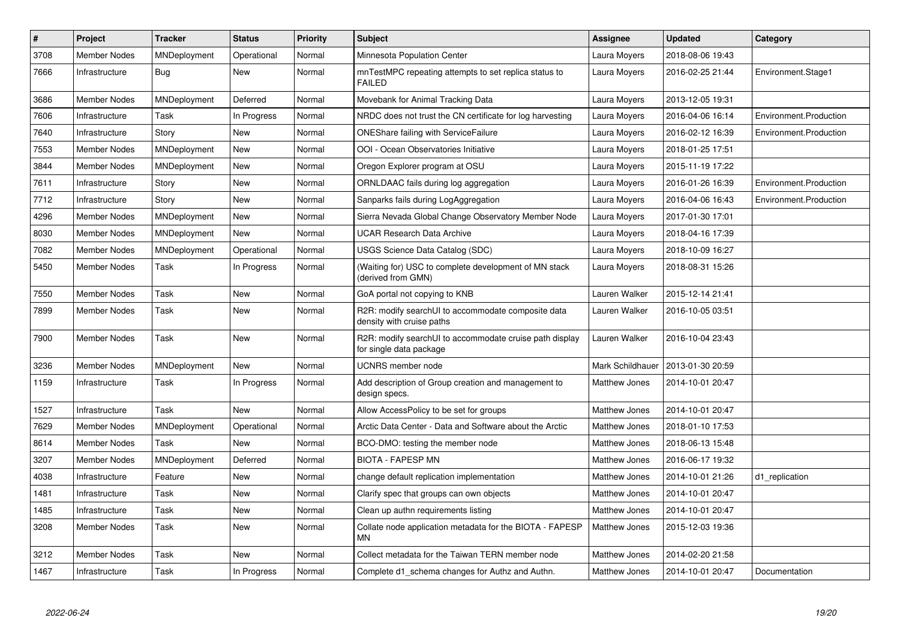| # | Project | Tracker | Status | Priority | Subject | Assignee | Updated | Category |
|---|---|---|---|---|---|---|---|---|
| 3708 | Member Nodes | MNDeployment | Operational | Normal | Minnesota Population Center | Laura Moyers | 2018-08-06 19:43 | |
| 7666 | Infrastructure | Bug | New | Normal | mnTestMPC repeating attempts to set replica status to FAILED | Laura Moyers | 2016-02-25 21:44 | Environment.Stage1 |
| 3686 | Member Nodes | MNDeployment | Deferred | Normal | Movebank for Animal Tracking Data | Laura Moyers | 2013-12-05 19:31 | |
| 7606 | Infrastructure | Task | In Progress | Normal | NRDC does not trust the CN certificate for log harvesting | Laura Moyers | 2016-04-06 16:14 | Environment.Production |
| 7640 | Infrastructure | Story | New | Normal | ONEShare failing with ServiceFailure | Laura Moyers | 2016-02-12 16:39 | Environment.Production |
| 7553 | Member Nodes | MNDeployment | New | Normal | OOI - Ocean Observatories Initiative | Laura Moyers | 2018-01-25 17:51 | |
| 3844 | Member Nodes | MNDeployment | New | Normal | Oregon Explorer program at OSU | Laura Moyers | 2015-11-19 17:22 | |
| 7611 | Infrastructure | Story | New | Normal | ORNLDAAC fails during log aggregation | Laura Moyers | 2016-01-26 16:39 | Environment.Production |
| 7712 | Infrastructure | Story | New | Normal | Sanparks fails during LogAggregation | Laura Moyers | 2016-04-06 16:43 | Environment.Production |
| 4296 | Member Nodes | MNDeployment | New | Normal | Sierra Nevada Global Change Observatory Member Node | Laura Moyers | 2017-01-30 17:01 | |
| 8030 | Member Nodes | MNDeployment | New | Normal | UCAR Research Data Archive | Laura Moyers | 2018-04-16 17:39 | |
| 7082 | Member Nodes | MNDeployment | Operational | Normal | USGS Science Data Catalog (SDC) | Laura Moyers | 2018-10-09 16:27 | |
| 5450 | Member Nodes | Task | In Progress | Normal | (Waiting for) USC to complete development of MN stack (derived from GMN) | Laura Moyers | 2018-08-31 15:26 | |
| 7550 | Member Nodes | Task | New | Normal | GoA portal not copying to KNB | Lauren Walker | 2015-12-14 21:41 | |
| 7899 | Member Nodes | Task | New | Normal | R2R: modify searchUI to accommodate composite data density with cruise paths | Lauren Walker | 2016-10-05 03:51 | |
| 7900 | Member Nodes | Task | New | Normal | R2R: modify searchUI to accommodate cruise path display for single data package | Lauren Walker | 2016-10-04 23:43 | |
| 3236 | Member Nodes | MNDeployment | New | Normal | UCNRS member node | Mark Schildhauer | 2013-01-30 20:59 | |
| 1159 | Infrastructure | Task | In Progress | Normal | Add description of Group creation and management to design specs. | Matthew Jones | 2014-10-01 20:47 | |
| 1527 | Infrastructure | Task | New | Normal | Allow AccessPolicy to be set for groups | Matthew Jones | 2014-10-01 20:47 | |
| 7629 | Member Nodes | MNDeployment | Operational | Normal | Arctic Data Center - Data and Software about the Arctic | Matthew Jones | 2018-01-10 17:53 | |
| 8614 | Member Nodes | Task | New | Normal | BCO-DMO: testing the member node | Matthew Jones | 2018-06-13 15:48 | |
| 3207 | Member Nodes | MNDeployment | Deferred | Normal | BIOTA - FAPESP MN | Matthew Jones | 2016-06-17 19:32 | |
| 4038 | Infrastructure | Feature | New | Normal | change default replication implementation | Matthew Jones | 2014-10-01 21:26 | d1_replication |
| 1481 | Infrastructure | Task | New | Normal | Clarify spec that groups can own objects | Matthew Jones | 2014-10-01 20:47 | |
| 1485 | Infrastructure | Task | New | Normal | Clean up authn requirements listing | Matthew Jones | 2014-10-01 20:47 | |
| 3208 | Member Nodes | Task | New | Normal | Collate node application metadata for the BIOTA - FAPESP MN | Matthew Jones | 2015-12-03 19:36 | |
| 3212 | Member Nodes | Task | New | Normal | Collect metadata for the Taiwan TERN member node | Matthew Jones | 2014-02-20 21:58 | |
| 1467 | Infrastructure | Task | In Progress | Normal | Complete d1_schema changes for Authz and Authn. | Matthew Jones | 2014-10-01 20:47 | Documentation |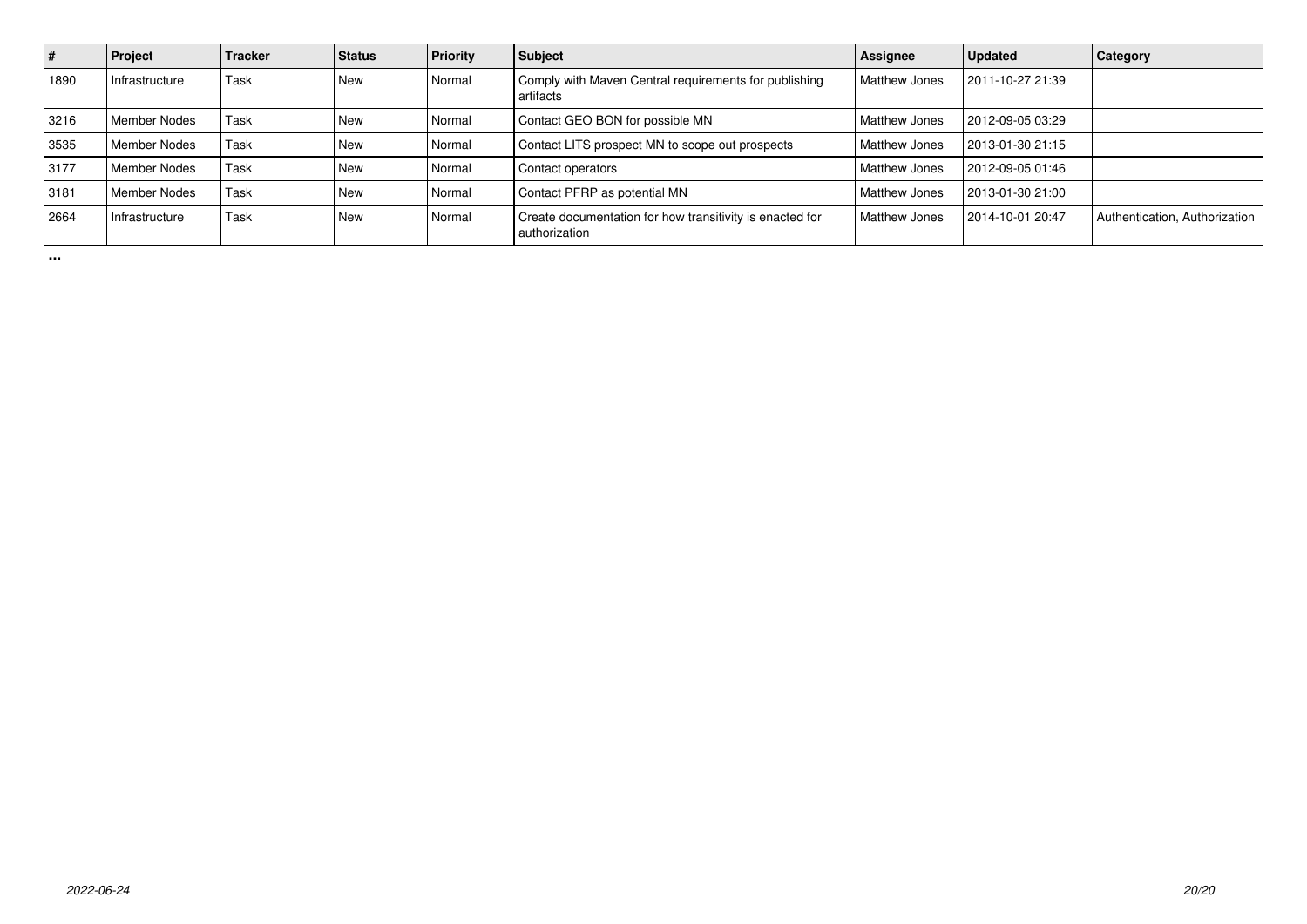| # | Project | Tracker | Status | Priority | Subject | Assignee | Updated | Category |
|---|---|---|---|---|---|---|---|---|
| 1890 | Infrastructure | Task | New | Normal | Comply with Maven Central requirements for publishing artifacts | Matthew Jones | 2011-10-27 21:39 | |
| 3216 | Member Nodes | Task | New | Normal | Contact GEO BON for possible MN | Matthew Jones | 2012-09-05 03:29 | |
| 3535 | Member Nodes | Task | New | Normal | Contact LITS prospect MN to scope out prospects | Matthew Jones | 2013-01-30 21:15 | |
| 3177 | Member Nodes | Task | New | Normal | Contact operators | Matthew Jones | 2012-09-05 01:46 | |
| 3181 | Member Nodes | Task | New | Normal | Contact PFRP as potential MN | Matthew Jones | 2013-01-30 21:00 | |
| 2664 | Infrastructure | Task | New | Normal | Create documentation for how transitivity is enacted for authorization | Matthew Jones | 2014-10-01 20:47 | Authentication, Authorization |

**...**